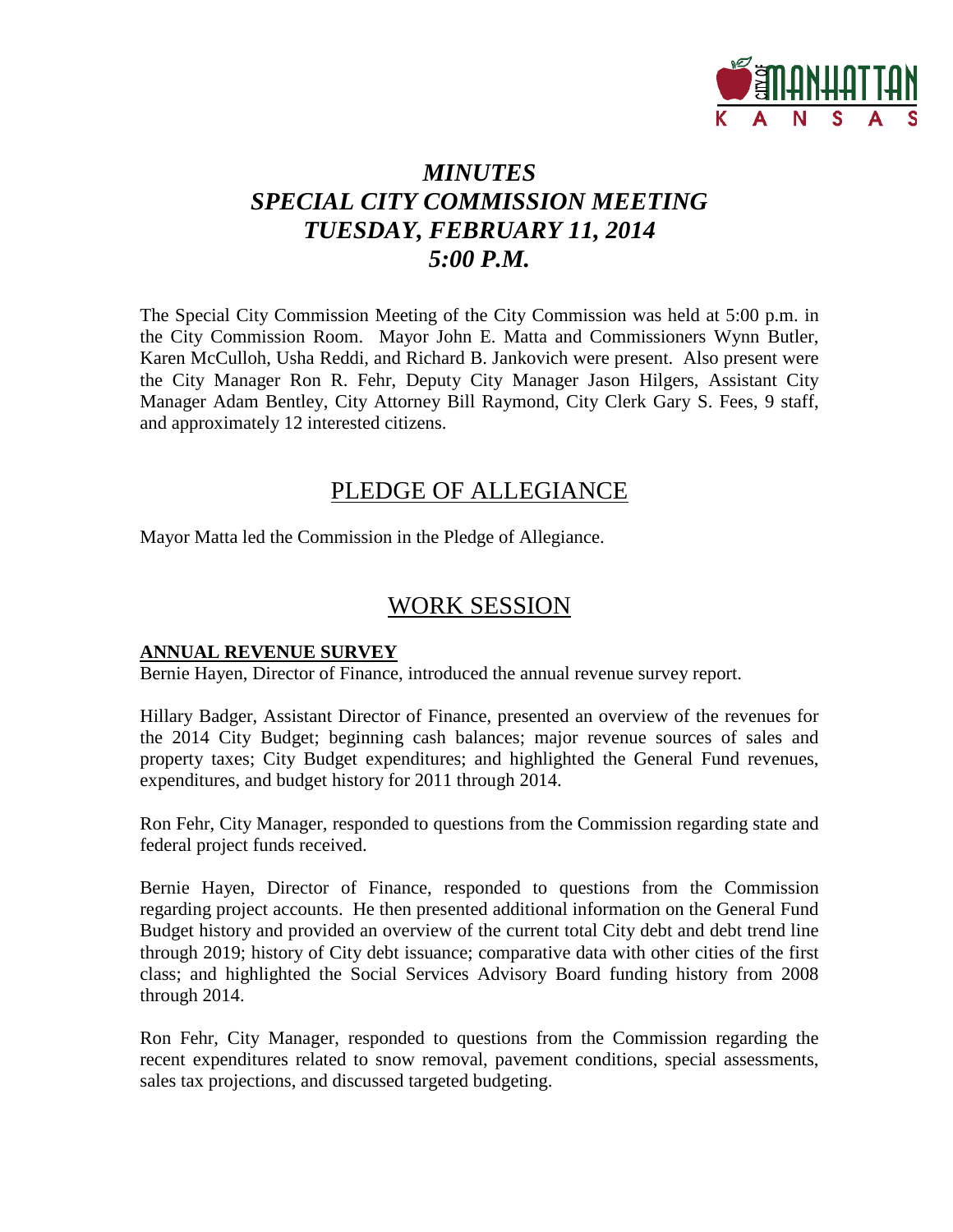# *MINUTES*
# *SPECIAL CITY COMMISSION MEETING*
# *TUESDAY, FEBRUARY 11, 2014*
# *5:00 P.M.*

The Special City Commission Meeting of the City Commission was held at 5:00 p.m. in the City Commission Room. Mayor John E. Matta and Commissioners Wynn Butler, Karen McCulloh, Usha Reddi, and Richard B. Jankovich were present. Also present were the City Manager Ron R. Fehr, Deputy City Manager Jason Hilgers, Assistant City Manager Adam Bentley, City Attorney Bill Raymond, City Clerk Gary S. Fees, 9 staff, and approximately 12 interested citizens.

## PLEDGE OF ALLEGIANCE

Mayor Matta led the Commission in the Pledge of Allegiance.

## WORK SESSION

**ANNUAL REVENUE SURVEY**

Bernie Hayen, Director of Finance, introduced the annual revenue survey report.

Hillary Badger, Assistant Director of Finance, presented an overview of the revenues for the 2014 City Budget; beginning cash balances; major revenue sources of sales and property taxes; City Budget expenditures; and highlighted the General Fund revenues, expenditures, and budget history for 2011 through 2014.

Ron Fehr, City Manager, responded to questions from the Commission regarding state and federal project funds received.

Bernie Hayen, Director of Finance, responded to questions from the Commission regarding project accounts. He then presented additional information on the General Fund Budget history and provided an overview of the current total City debt and debt trend line through 2019; history of City debt issuance; comparative data with other cities of the first class; and highlighted the Social Services Advisory Board funding history from 2008 through 2014.

Ron Fehr, City Manager, responded to questions from the Commission regarding the recent expenditures related to snow removal, pavement conditions, special assessments, sales tax projections, and discussed targeted budgeting.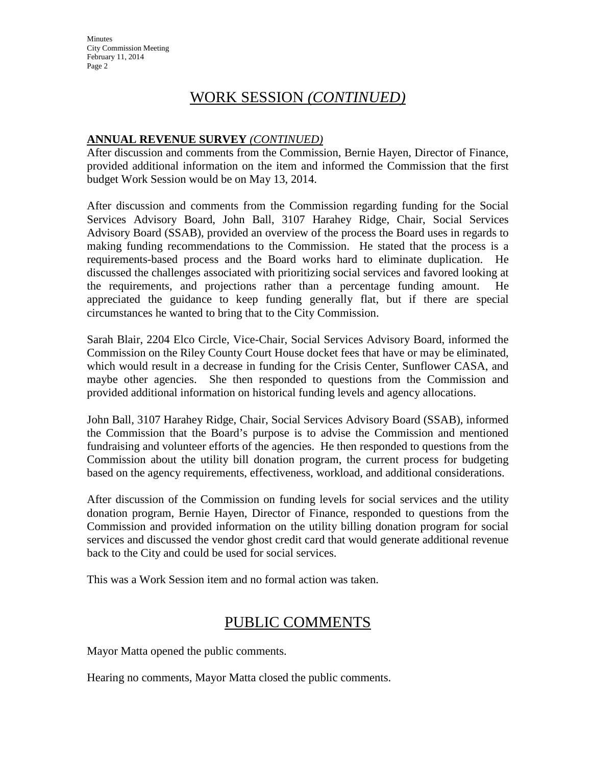# WORK SESSION *(CONTINUED)*

**ANNUAL REVENUE SURVEY** *(CONTINUED)*

After discussion and comments from the Commission, Bernie Hayen, Director of Finance, provided additional information on the item and informed the Commission that the first budget Work Session would be on May 13, 2014.

After discussion and comments from the Commission regarding funding for the Social Services Advisory Board, John Ball, 3107 Harahey Ridge, Chair, Social Services Advisory Board (SSAB), provided an overview of the process the Board uses in regards to making funding recommendations to the Commission. He stated that the process is a requirements-based process and the Board works hard to eliminate duplication. He discussed the challenges associated with prioritizing social services and favored looking at the requirements, and projections rather than a percentage funding amount. He appreciated the guidance to keep funding generally flat, but if there are special circumstances he wanted to bring that to the City Commission.

Sarah Blair, 2204 Elco Circle, Vice-Chair, Social Services Advisory Board, informed the Commission on the Riley County Court House docket fees that have or may be eliminated, which would result in a decrease in funding for the Crisis Center, Sunflower CASA, and maybe other agencies. She then responded to questions from the Commission and provided additional information on historical funding levels and agency allocations.

John Ball, 3107 Harahey Ridge, Chair, Social Services Advisory Board (SSAB), informed the Commission that the Board's purpose is to advise the Commission and mentioned fundraising and volunteer efforts of the agencies. He then responded to questions from the Commission about the utility bill donation program, the current process for budgeting based on the agency requirements, effectiveness, workload, and additional considerations.

After discussion of the Commission on funding levels for social services and the utility donation program, Bernie Hayen, Director of Finance, responded to questions from the Commission and provided information on the utility billing donation program for social services and discussed the vendor ghost credit card that would generate additional revenue back to the City and could be used for social services.

This was a Work Session item and no formal action was taken.

# PUBLIC COMMENTS

Mayor Matta opened the public comments.

Hearing no comments, Mayor Matta closed the public comments.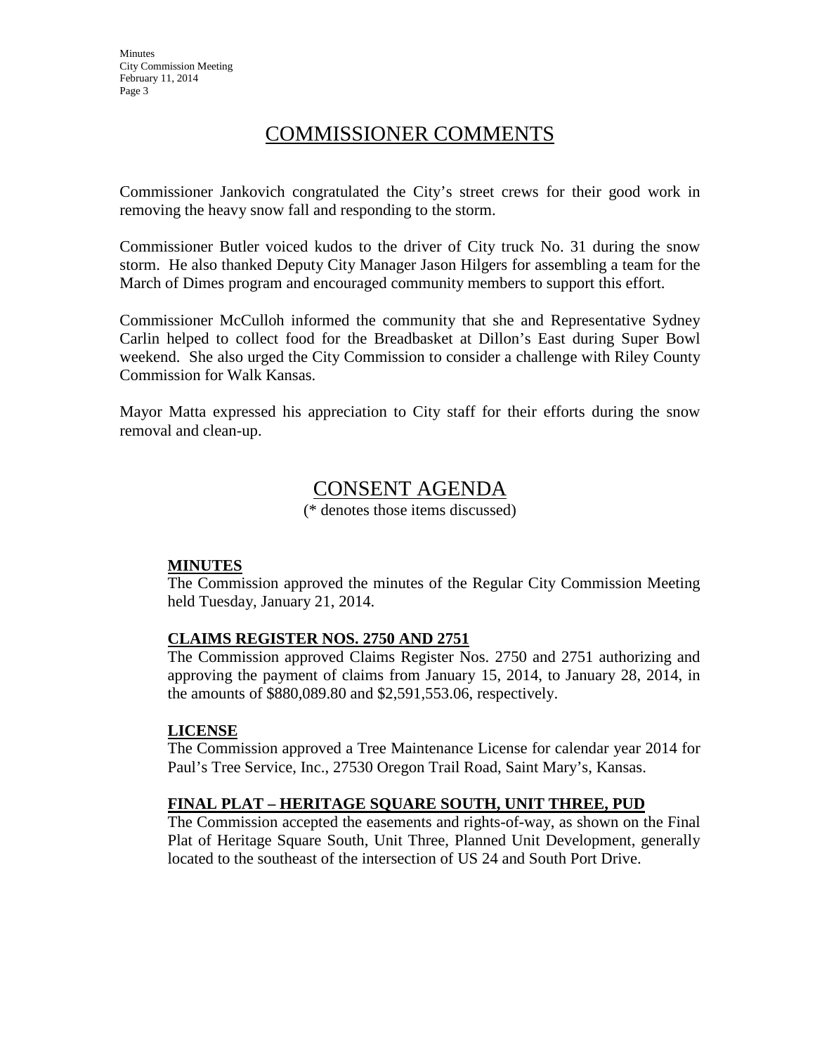# COMMISSIONER COMMENTS

Commissioner Jankovich congratulated the City's street crews for their good work in removing the heavy snow fall and responding to the storm.

Commissioner Butler voiced kudos to the driver of City truck No. 31 during the snow storm. He also thanked Deputy City Manager Jason Hilgers for assembling a team for the March of Dimes program and encouraged community members to support this effort.

Commissioner McCulloh informed the community that she and Representative Sydney Carlin helped to collect food for the Breadbasket at Dillon's East during Super Bowl weekend. She also urged the City Commission to consider a challenge with Riley County Commission for Walk Kansas.

Mayor Matta expressed his appreciation to City staff for their efforts during the snow removal and clean-up.

# CONSENT AGENDA

(* denotes those items discussed)

**MINUTES**

The Commission approved the minutes of the Regular City Commission Meeting held Tuesday, January 21, 2014.

**CLAIMS REGISTER NOS. 2750 AND 2751**

The Commission approved Claims Register Nos. 2750 and 2751 authorizing and approving the payment of claims from January 15, 2014, to January 28, 2014, in the amounts of $880,089.80 and $2,591,553.06, respectively.

**LICENSE**

The Commission approved a Tree Maintenance License for calendar year 2014 for Paul's Tree Service, Inc., 27530 Oregon Trail Road, Saint Mary's, Kansas.

**FINAL PLAT – HERITAGE SQUARE SOUTH, UNIT THREE, PUD**

The Commission accepted the easements and rights-of-way, as shown on the Final Plat of Heritage Square South, Unit Three, Planned Unit Development, generally located to the southeast of the intersection of US 24 and South Port Drive.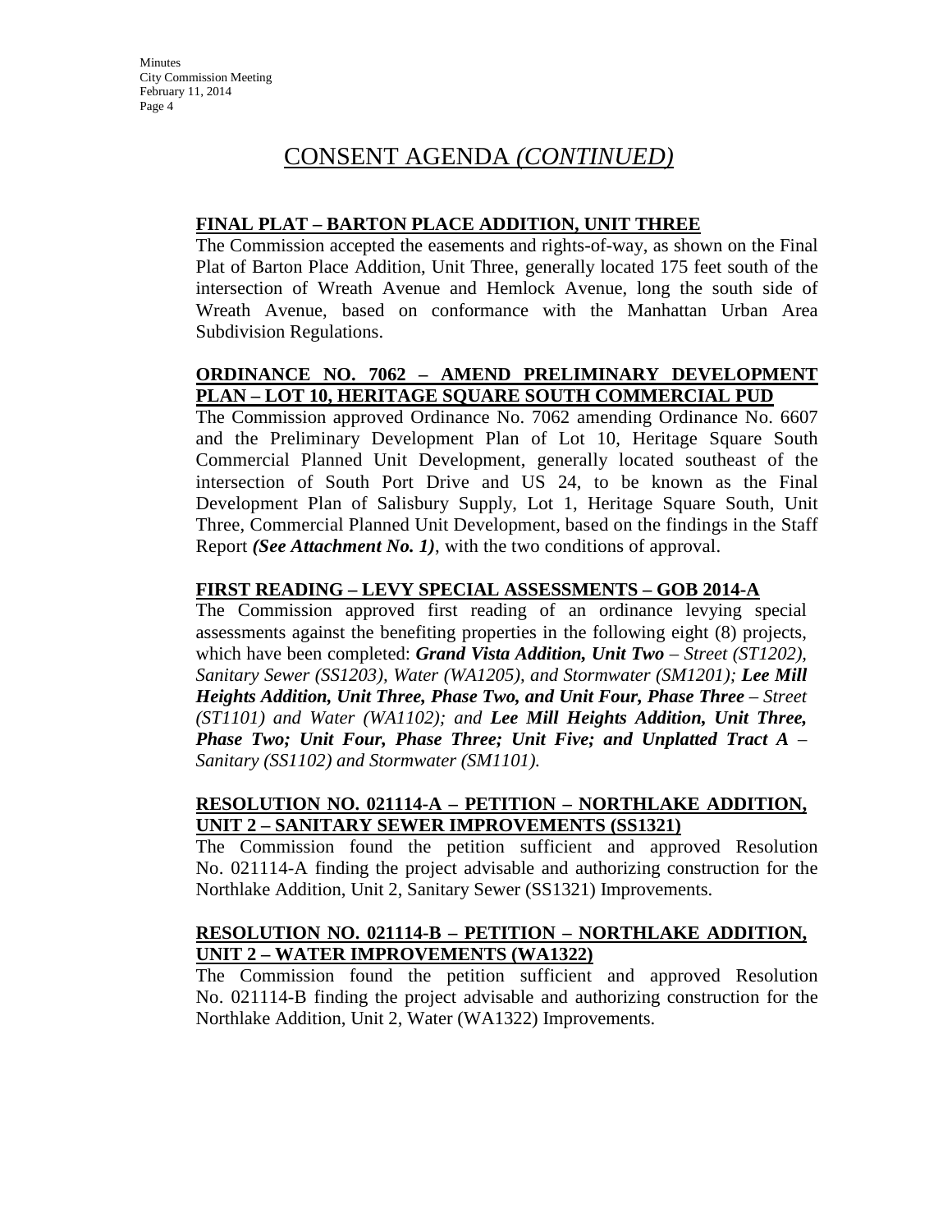# CONSENT AGENDA *(CONTINUED)*

**FINAL PLAT – BARTON PLACE ADDITION, UNIT THREE**

The Commission accepted the easements and rights-of-way, as shown on the Final Plat of Barton Place Addition, Unit Three, generally located 175 feet south of the intersection of Wreath Avenue and Hemlock Avenue, long the south side of Wreath Avenue, based on conformance with the Manhattan Urban Area Subdivision Regulations.

**ORDINANCE NO. 7062 – AMEND PRELIMINARY DEVELOPMENT PLAN – LOT 10, HERITAGE SQUARE SOUTH COMMERCIAL PUD**

The Commission approved Ordinance No. 7062 amending Ordinance No. 6607 and the Preliminary Development Plan of Lot 10, Heritage Square South Commercial Planned Unit Development, generally located southeast of the intersection of South Port Drive and US 24, to be known as the Final Development Plan of Salisbury Supply, Lot 1, Heritage Square South, Unit Three, Commercial Planned Unit Development, based on the findings in the Staff Report ***(See Attachment No. 1)***, with the two conditions of approval.

**FIRST READING – LEVY SPECIAL ASSESSMENTS – GOB 2014-A**

The Commission approved first reading of an ordinance levying special assessments against the benefiting properties in the following eight (8) projects, which have been completed: ***Grand Vista Addition, Unit Two*** *– Street (ST1202), Sanitary Sewer (SS1203), Water (WA1205), and Stormwater (SM1201);* ***Lee Mill Heights Addition, Unit Three, Phase Two, and Unit Four, Phase Three*** *– Street (ST1101) and Water (WA1102); and* ***Lee Mill Heights Addition, Unit Three, Phase Two; Unit Four, Phase Three; Unit Five; and Unplatted Tract A*** *– Sanitary (SS1102) and Stormwater (SM1101).*

**RESOLUTION NO. 021114-A – PETITION – NORTHLAKE ADDITION, UNIT 2 – SANITARY SEWER IMPROVEMENTS (SS1321)**

The Commission found the petition sufficient and approved Resolution No. 021114-A finding the project advisable and authorizing construction for the Northlake Addition, Unit 2, Sanitary Sewer (SS1321) Improvements.

**RESOLUTION NO. 021114-B – PETITION – NORTHLAKE ADDITION, UNIT 2 – WATER IMPROVEMENTS (WA1322)**

The Commission found the petition sufficient and approved Resolution No. 021114-B finding the project advisable and authorizing construction for the Northlake Addition, Unit 2, Water (WA1322) Improvements.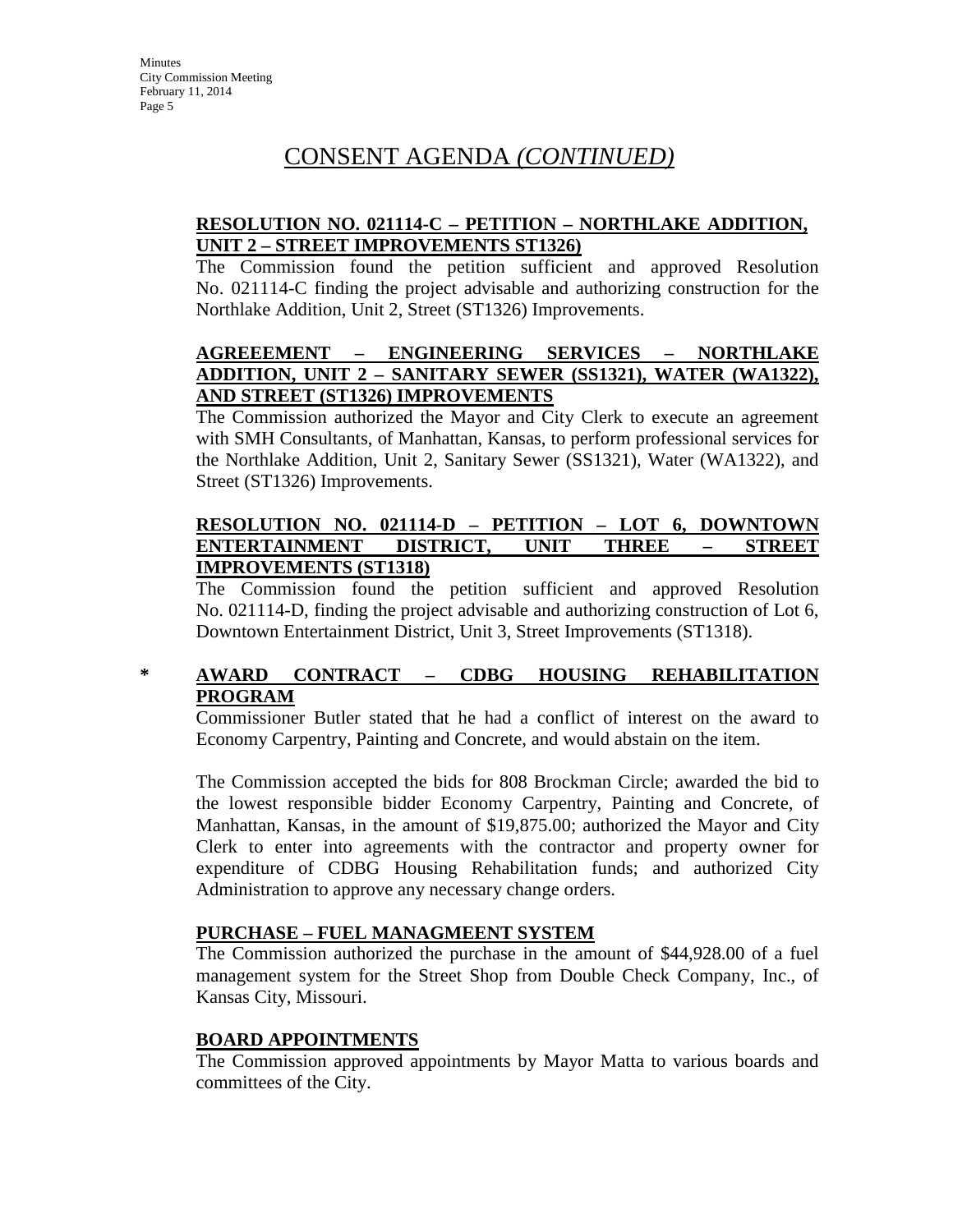# CONSENT AGENDA *(CONTINUED)*

**RESOLUTION NO. 021114-C – PETITION – NORTHLAKE ADDITION, UNIT 2 – STREET IMPROVEMENTS ST1326)**

The Commission found the petition sufficient and approved Resolution No. 021114-C finding the project advisable and authorizing construction for the Northlake Addition, Unit 2, Street (ST1326) Improvements.

**AGREEEMENT – ENGINEERING SERVICES – NORTHLAKE ADDITION, UNIT 2 – SANITARY SEWER (SS1321), WATER (WA1322), AND STREET (ST1326) IMPROVEMENTS**

The Commission authorized the Mayor and City Clerk to execute an agreement with SMH Consultants, of Manhattan, Kansas, to perform professional services for the Northlake Addition, Unit 2, Sanitary Sewer (SS1321), Water (WA1322), and Street (ST1326) Improvements.

**RESOLUTION NO. 021114-D – PETITION – LOT 6, DOWNTOWN ENTERTAINMENT DISTRICT, UNIT THREE – STREET IMPROVEMENTS (ST1318)**

The Commission found the petition sufficient and approved Resolution No. 021114-D, finding the project advisable and authorizing construction of Lot 6, Downtown Entertainment District, Unit 3, Street Improvements (ST1318).

\* **AWARD CONTRACT – CDBG HOUSING REHABILITATION PROGRAM**

Commissioner Butler stated that he had a conflict of interest on the award to Economy Carpentry, Painting and Concrete, and would abstain on the item.

The Commission accepted the bids for 808 Brockman Circle; awarded the bid to the lowest responsible bidder Economy Carpentry, Painting and Concrete, of Manhattan, Kansas, in the amount of $19,875.00; authorized the Mayor and City Clerk to enter into agreements with the contractor and property owner for expenditure of CDBG Housing Rehabilitation funds; and authorized City Administration to approve any necessary change orders.

**PURCHASE – FUEL MANAGMEENT SYSTEM**

The Commission authorized the purchase in the amount of $44,928.00 of a fuel management system for the Street Shop from Double Check Company, Inc., of Kansas City, Missouri.

**BOARD APPOINTMENTS**

The Commission approved appointments by Mayor Matta to various boards and committees of the City.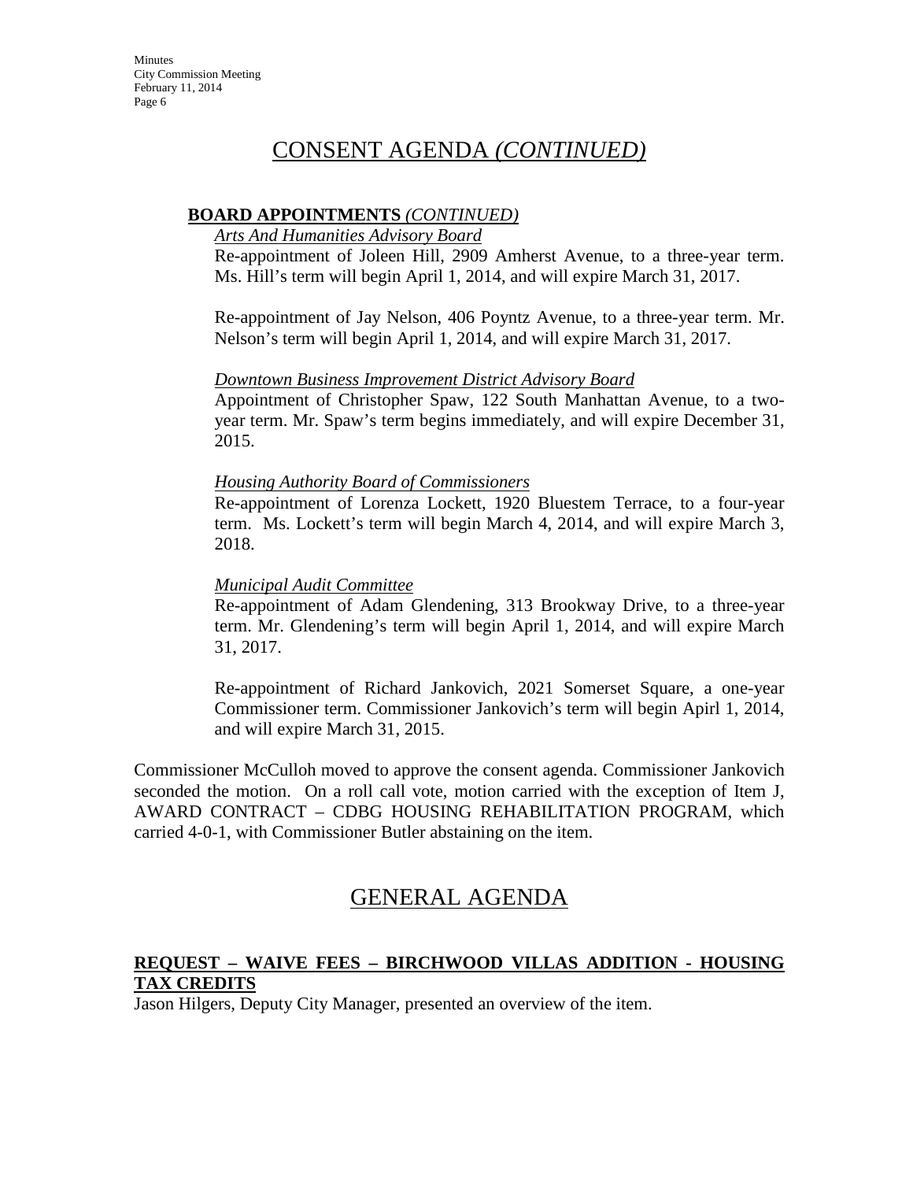## CONSENT AGENDA *(CONTINUED)*

**BOARD APPOINTMENTS** *(CONTINUED)*

*Arts And Humanities Advisory Board*

Re-appointment of Joleen Hill, 2909 Amherst Avenue, to a three-year term. Ms. Hill's term will begin April 1, 2014, and will expire March 31, 2017.

Re-appointment of Jay Nelson, 406 Poyntz Avenue, to a three-year term. Mr. Nelson's term will begin April 1, 2014, and will expire March 31, 2017.

*Downtown Business Improvement District Advisory Board*

Appointment of Christopher Spaw, 122 South Manhattan Avenue, to a two-year term. Mr. Spaw's term begins immediately, and will expire December 31, 2015.

*Housing Authority Board of Commissioners*

Re-appointment of Lorenza Lockett, 1920 Bluestem Terrace, to a four-year term. Ms. Lockett's term will begin March 4, 2014, and will expire March 3, 2018.

*Municipal Audit Committee*

Re-appointment of Adam Glendening, 313 Brookway Drive, to a three-year term. Mr. Glendening's term will begin April 1, 2014, and will expire March 31, 2017.

Re-appointment of Richard Jankovich, 2021 Somerset Square, a one-year Commissioner term. Commissioner Jankovich's term will begin Apirl 1, 2014, and will expire March 31, 2015.

Commissioner McCulloh moved to approve the consent agenda. Commissioner Jankovich seconded the motion. On a roll call vote, motion carried with the exception of Item J, AWARD CONTRACT – CDBG HOUSING REHABILITATION PROGRAM, which carried 4-0-1, with Commissioner Butler abstaining on the item.

## GENERAL AGENDA

**REQUEST – WAIVE FEES – BIRCHWOOD VILLAS ADDITION - HOUSING TAX CREDITS**

Jason Hilgers, Deputy City Manager, presented an overview of the item.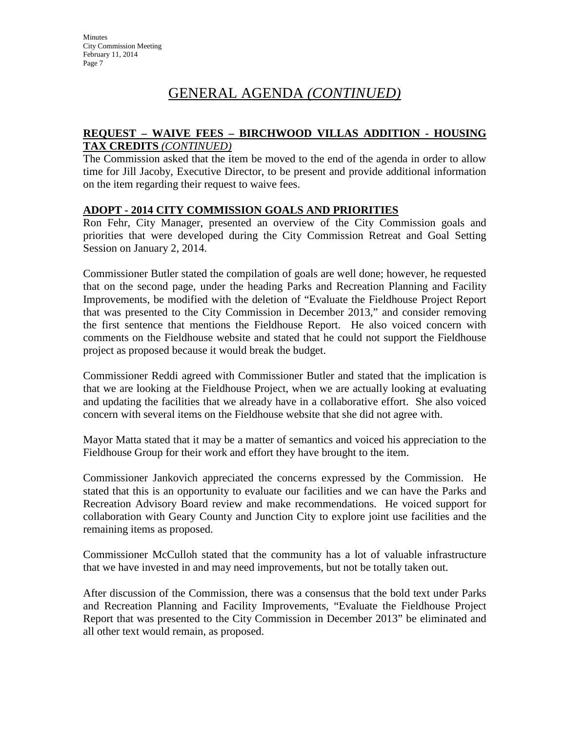# GENERAL AGENDA *(CONTINUED)*

**REQUEST – WAIVE FEES – BIRCHWOOD VILLAS ADDITION - HOUSING TAX CREDITS** *(CONTINUED)*

The Commission asked that the item be moved to the end of the agenda in order to allow time for Jill Jacoby, Executive Director, to be present and provide additional information on the item regarding their request to waive fees.

**ADOPT - 2014 CITY COMMISSION GOALS AND PRIORITIES**

Ron Fehr, City Manager, presented an overview of the City Commission goals and priorities that were developed during the City Commission Retreat and Goal Setting Session on January 2, 2014.

Commissioner Butler stated the compilation of goals are well done; however, he requested that on the second page, under the heading Parks and Recreation Planning and Facility Improvements, be modified with the deletion of "Evaluate the Fieldhouse Project Report that was presented to the City Commission in December 2013," and consider removing the first sentence that mentions the Fieldhouse Report. He also voiced concern with comments on the Fieldhouse website and stated that he could not support the Fieldhouse project as proposed because it would break the budget.

Commissioner Reddi agreed with Commissioner Butler and stated that the implication is that we are looking at the Fieldhouse Project, when we are actually looking at evaluating and updating the facilities that we already have in a collaborative effort. She also voiced concern with several items on the Fieldhouse website that she did not agree with.

Mayor Matta stated that it may be a matter of semantics and voiced his appreciation to the Fieldhouse Group for their work and effort they have brought to the item.

Commissioner Jankovich appreciated the concerns expressed by the Commission. He stated that this is an opportunity to evaluate our facilities and we can have the Parks and Recreation Advisory Board review and make recommendations. He voiced support for collaboration with Geary County and Junction City to explore joint use facilities and the remaining items as proposed.

Commissioner McCulloh stated that the community has a lot of valuable infrastructure that we have invested in and may need improvements, but not be totally taken out.

After discussion of the Commission, there was a consensus that the bold text under Parks and Recreation Planning and Facility Improvements, "Evaluate the Fieldhouse Project Report that was presented to the City Commission in December 2013" be eliminated and all other text would remain, as proposed.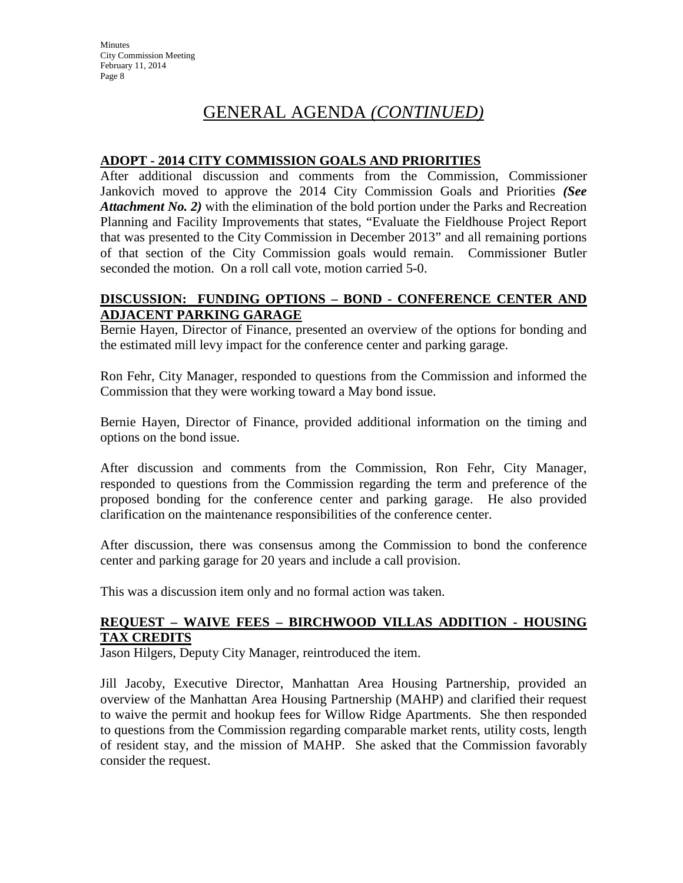# GENERAL AGENDA *(CONTINUED)*

## ADOPT - 2014 CITY COMMISSION GOALS AND PRIORITIES

After additional discussion and comments from the Commission, Commissioner Jankovich moved to approve the 2014 City Commission Goals and Priorities ***(See Attachment No. 2)*** with the elimination of the bold portion under the Parks and Recreation Planning and Facility Improvements that states, "Evaluate the Fieldhouse Project Report that was presented to the City Commission in December 2013" and all remaining portions of that section of the City Commission goals would remain. Commissioner Butler seconded the motion. On a roll call vote, motion carried 5-0.

## DISCUSSION: FUNDING OPTIONS – BOND - CONFERENCE CENTER AND ADJACENT PARKING GARAGE

Bernie Hayen, Director of Finance, presented an overview of the options for bonding and the estimated mill levy impact for the conference center and parking garage.

Ron Fehr, City Manager, responded to questions from the Commission and informed the Commission that they were working toward a May bond issue.

Bernie Hayen, Director of Finance, provided additional information on the timing and options on the bond issue.

After discussion and comments from the Commission, Ron Fehr, City Manager, responded to questions from the Commission regarding the term and preference of the proposed bonding for the conference center and parking garage. He also provided clarification on the maintenance responsibilities of the conference center.

After discussion, there was consensus among the Commission to bond the conference center and parking garage for 20 years and include a call provision.

This was a discussion item only and no formal action was taken.

## REQUEST – WAIVE FEES – BIRCHWOOD VILLAS ADDITION - HOUSING TAX CREDITS

Jason Hilgers, Deputy City Manager, reintroduced the item.

Jill Jacoby, Executive Director, Manhattan Area Housing Partnership, provided an overview of the Manhattan Area Housing Partnership (MAHP) and clarified their request to waive the permit and hookup fees for Willow Ridge Apartments. She then responded to questions from the Commission regarding comparable market rents, utility costs, length of resident stay, and the mission of MAHP. She asked that the Commission favorably consider the request.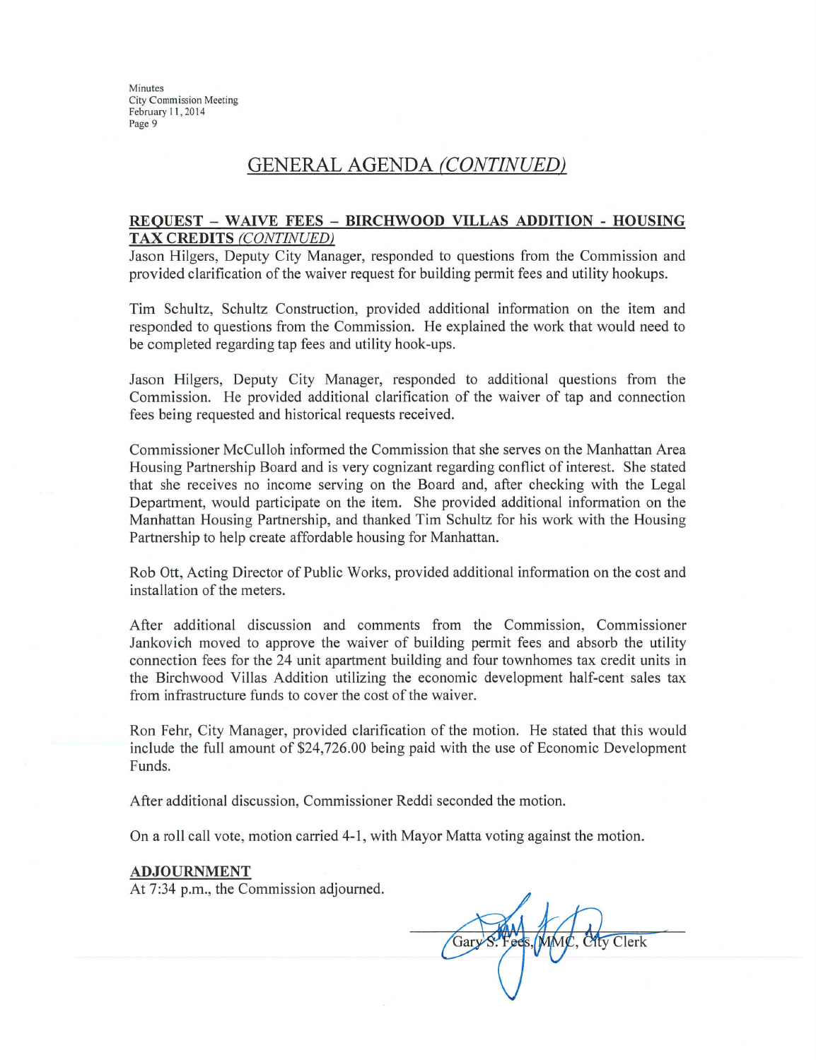## GENERAL AGENDA *(CONTINUED)*

**REQUEST – WAIVE FEES – BIRCHWOOD VILLAS ADDITION - HOUSING TAX CREDITS** ***(CONTINUED)***

Jason Hilgers, Deputy City Manager, responded to questions from the Commission and provided clarification of the waiver request for building permit fees and utility hookups.

Tim Schultz, Schultz Construction, provided additional information on the item and responded to questions from the Commission. He explained the work that would need to be completed regarding tap fees and utility hook-ups.

Jason Hilgers, Deputy City Manager, responded to additional questions from the Commission. He provided additional clarification of the waiver of tap and connection fees being requested and historical requests received.

Commissioner McCulloh informed the Commission that she serves on the Manhattan Area Housing Partnership Board and is very cognizant regarding conflict of interest. She stated that she receives no income serving on the Board and, after checking with the Legal Department, would participate on the item. She provided additional information on the Manhattan Housing Partnership, and thanked Tim Schultz for his work with the Housing Partnership to help create affordable housing for Manhattan.

Rob Ott, Acting Director of Public Works, provided additional information on the cost and installation of the meters.

After additional discussion and comments from the Commission, Commissioner Jankovich moved to approve the waiver of building permit fees and absorb the utility connection fees for the 24 unit apartment building and four townhomes tax credit units in the Birchwood Villas Addition utilizing the economic development half-cent sales tax from infrastructure funds to cover the cost of the waiver.

Ron Fehr, City Manager, provided clarification of the motion. He stated that this would include the full amount of $24,726.00 being paid with the use of Economic Development Funds.

After additional discussion, Commissioner Reddi seconded the motion.

On a roll call vote, motion carried 4-1, with Mayor Matta voting against the motion.

**ADJOURNMENT**

At 7:34 p.m., the Commission adjourned.

Gary S. Fees, MMC, City Clerk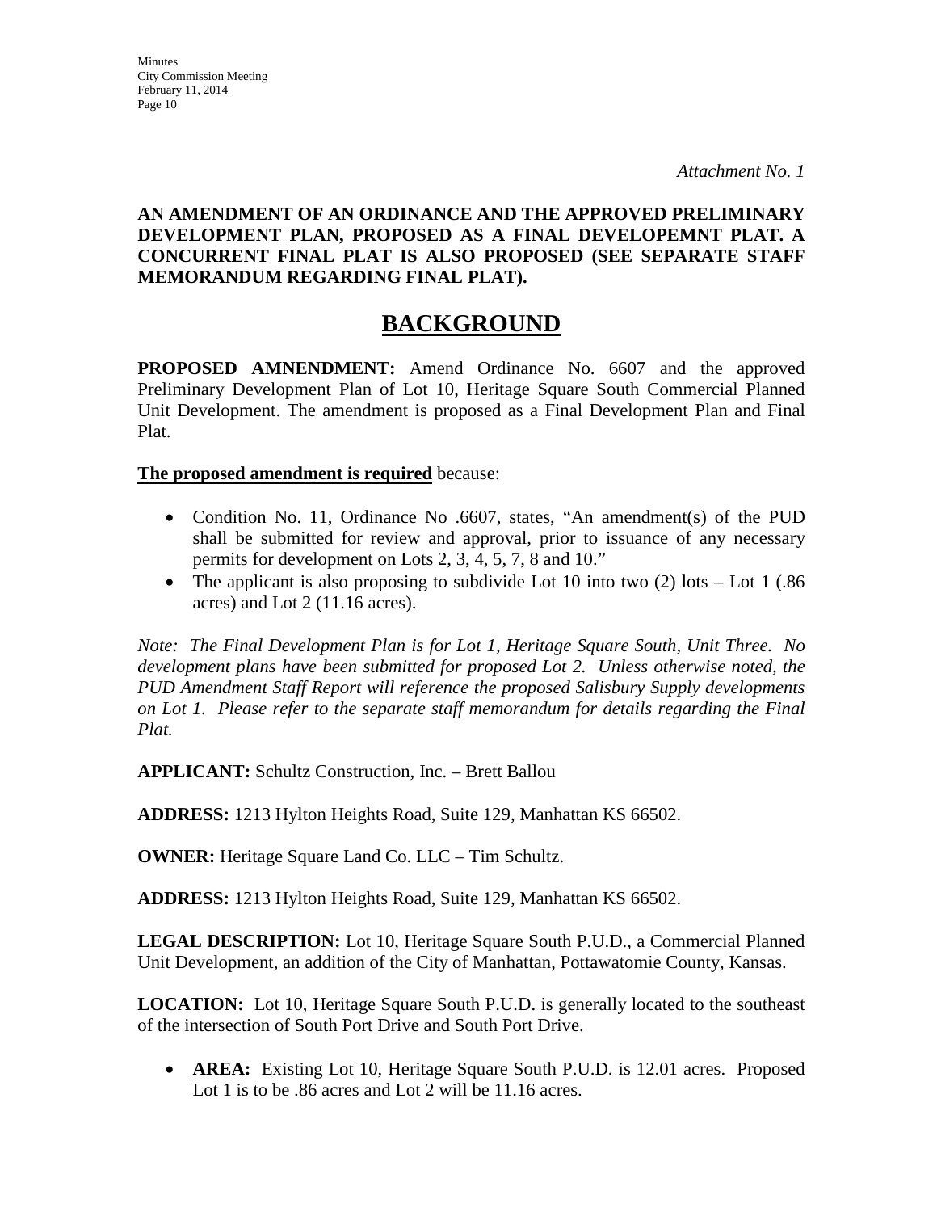*Attachment No. 1*

**AN AMENDMENT OF AN ORDINANCE AND THE APPROVED PRELIMINARY DEVELOPMENT PLAN, PROPOSED AS A FINAL DEVELOPEMNT PLAT. A CONCURRENT FINAL PLAT IS ALSO PROPOSED (SEE SEPARATE STAFF MEMORANDUM REGARDING FINAL PLAT).**

# BACKGROUND

**PROPOSED AMNENDMENT:** Amend Ordinance No. 6607 and the approved Preliminary Development Plan of Lot 10, Heritage Square South Commercial Planned Unit Development. The amendment is proposed as a Final Development Plan and Final Plat.

**The proposed amendment is required** because:

- Condition No. 11, Ordinance No .6607, states, "An amendment(s) of the PUD shall be submitted for review and approval, prior to issuance of any necessary permits for development on Lots 2, 3, 4, 5, 7, 8 and 10."
- The applicant is also proposing to subdivide Lot 10 into two (2) lots – Lot 1 (.86 acres) and Lot 2 (11.16 acres).

*Note: The Final Development Plan is for Lot 1, Heritage Square South, Unit Three. No development plans have been submitted for proposed Lot 2. Unless otherwise noted, the PUD Amendment Staff Report will reference the proposed Salisbury Supply developments on Lot 1. Please refer to the separate staff memorandum for details regarding the Final Plat.*

**APPLICANT:** Schultz Construction, Inc. – Brett Ballou

**ADDRESS:** 1213 Hylton Heights Road, Suite 129, Manhattan KS 66502.

**OWNER:** Heritage Square Land Co. LLC – Tim Schultz.

**ADDRESS:** 1213 Hylton Heights Road, Suite 129, Manhattan KS 66502.

**LEGAL DESCRIPTION:** Lot 10, Heritage Square South P.U.D., a Commercial Planned Unit Development, an addition of the City of Manhattan, Pottawatomie County, Kansas.

**LOCATION:** Lot 10, Heritage Square South P.U.D. is generally located to the southeast of the intersection of South Port Drive and South Port Drive.

- **AREA:** Existing Lot 10, Heritage Square South P.U.D. is 12.01 acres. Proposed Lot 1 is to be .86 acres and Lot 2 will be 11.16 acres.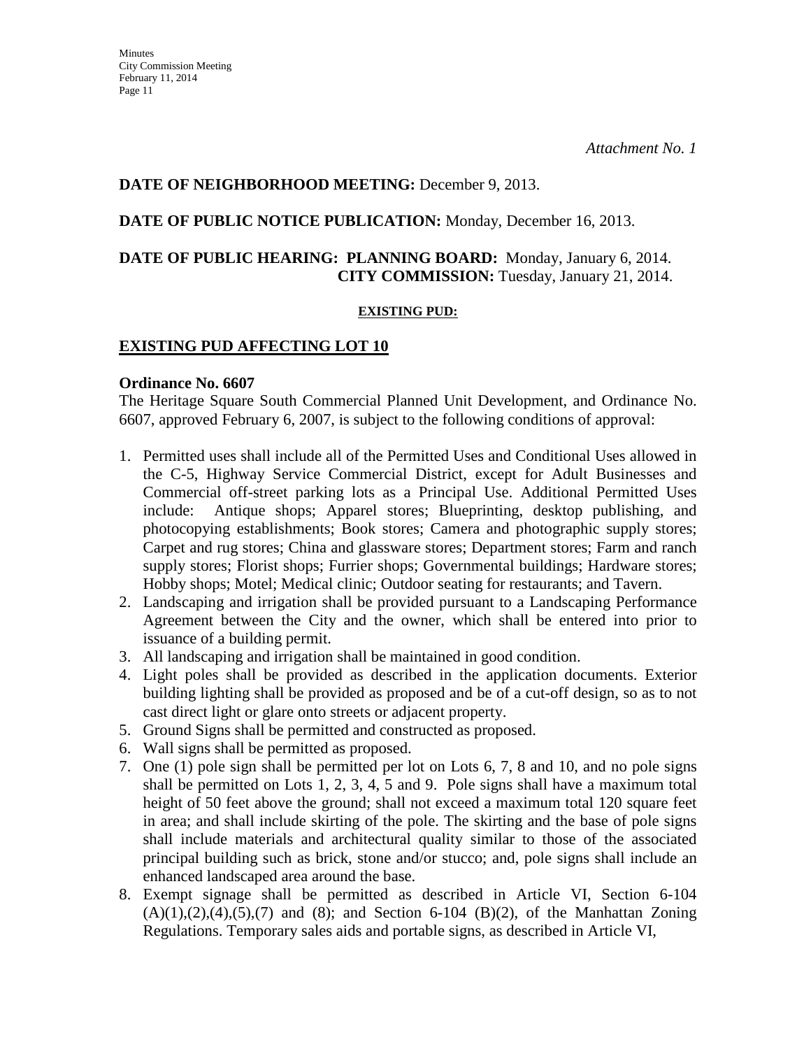*Attachment No. 1*

**DATE OF NEIGHBORHOOD MEETING:** December 9, 2013.

**DATE OF PUBLIC NOTICE PUBLICATION:** Monday, December 16, 2013.

**DATE OF PUBLIC HEARING: PLANNING BOARD:** Monday, January 6, 2014.
**CITY COMMISSION:** Tuesday, January 21, 2014.

**EXISTING PUD:**

## EXISTING PUD AFFECTING LOT 10

**Ordinance No. 6607**

The Heritage Square South Commercial Planned Unit Development, and Ordinance No. 6607, approved February 6, 2007, is subject to the following conditions of approval:

1. Permitted uses shall include all of the Permitted Uses and Conditional Uses allowed in the C-5, Highway Service Commercial District, except for Adult Businesses and Commercial off-street parking lots as a Principal Use. Additional Permitted Uses include: Antique shops; Apparel stores; Blueprinting, desktop publishing, and photocopying establishments; Book stores; Camera and photographic supply stores; Carpet and rug stores; China and glassware stores; Department stores; Farm and ranch supply stores; Florist shops; Furrier shops; Governmental buildings; Hardware stores; Hobby shops; Motel; Medical clinic; Outdoor seating for restaurants; and Tavern.
2. Landscaping and irrigation shall be provided pursuant to a Landscaping Performance Agreement between the City and the owner, which shall be entered into prior to issuance of a building permit.
3. All landscaping and irrigation shall be maintained in good condition.
4. Light poles shall be provided as described in the application documents. Exterior building lighting shall be provided as proposed and be of a cut-off design, so as to not cast direct light or glare onto streets or adjacent property.
5. Ground Signs shall be permitted and constructed as proposed.
6. Wall signs shall be permitted as proposed.
7. One (1) pole sign shall be permitted per lot on Lots 6, 7, 8 and 10, and no pole signs shall be permitted on Lots 1, 2, 3, 4, 5 and 9. Pole signs shall have a maximum total height of 50 feet above the ground; shall not exceed a maximum total 120 square feet in area; and shall include skirting of the pole. The skirting and the base of pole signs shall include materials and architectural quality similar to those of the associated principal building such as brick, stone and/or stucco; and, pole signs shall include an enhanced landscaped area around the base.
8. Exempt signage shall be permitted as described in Article VI, Section 6-104 (A)(1),(2),(4),(5),(7) and (8); and Section 6-104 (B)(2), of the Manhattan Zoning Regulations. Temporary sales aids and portable signs, as described in Article VI,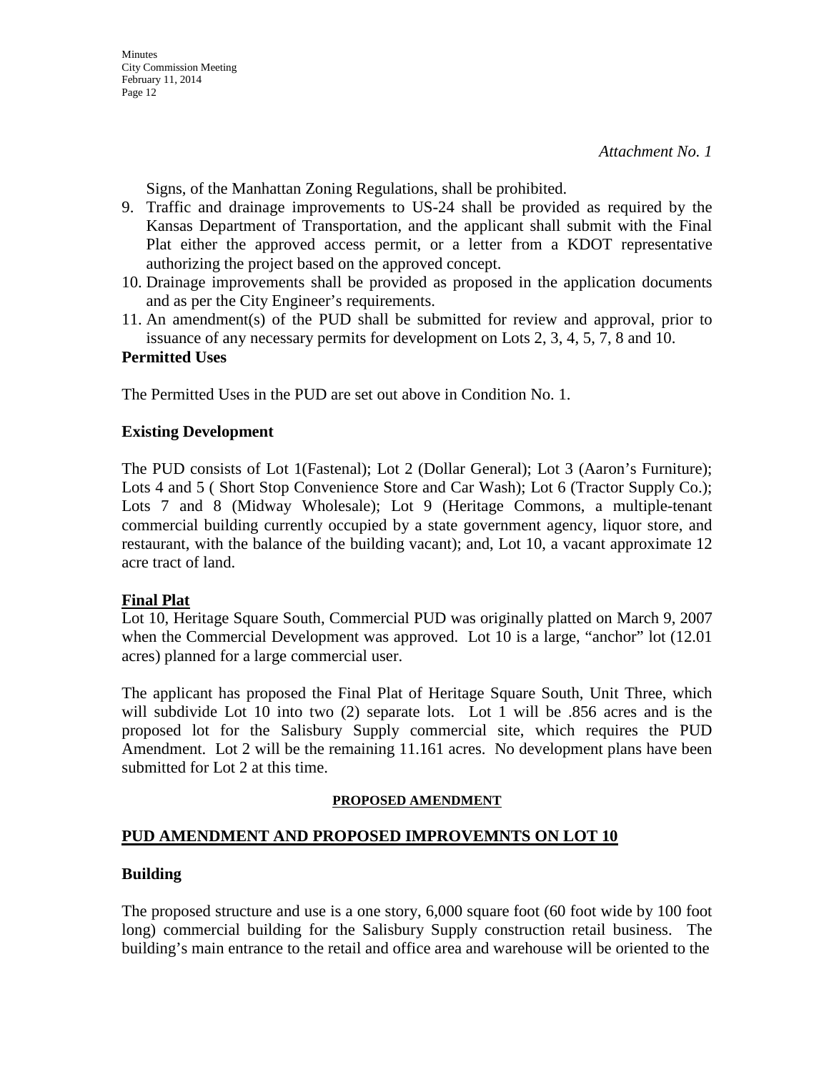*Attachment No. 1*

Signs, of the Manhattan Zoning Regulations, shall be prohibited.

9. Traffic and drainage improvements to US-24 shall be provided as required by the Kansas Department of Transportation, and the applicant shall submit with the Final Plat either the approved access permit, or a letter from a KDOT representative authorizing the project based on the approved concept.
10. Drainage improvements shall be provided as proposed in the application documents and as per the City Engineer's requirements.
11. An amendment(s) of the PUD shall be submitted for review and approval, prior to issuance of any necessary permits for development on Lots 2, 3, 4, 5, 7, 8 and 10.

**Permitted Uses**

The Permitted Uses in the PUD are set out above in Condition No. 1.

**Existing Development**

The PUD consists of Lot 1(Fastenal); Lot 2 (Dollar General); Lot 3 (Aaron's Furniture); Lots 4 and 5 ( Short Stop Convenience Store and Car Wash); Lot 6 (Tractor Supply Co.); Lots 7 and 8 (Midway Wholesale); Lot 9 (Heritage Commons, a multiple-tenant commercial building currently occupied by a state government agency, liquor store, and restaurant, with the balance of the building vacant); and, Lot 10, a vacant approximate 12 acre tract of land.

**Final Plat**

Lot 10, Heritage Square South, Commercial PUD was originally platted on March 9, 2007 when the Commercial Development was approved. Lot 10 is a large, "anchor" lot (12.01 acres) planned for a large commercial user.

The applicant has proposed the Final Plat of Heritage Square South, Unit Three, which will subdivide Lot 10 into two (2) separate lots. Lot 1 will be .856 acres and is the proposed lot for the Salisbury Supply commercial site, which requires the PUD Amendment. Lot 2 will be the remaining 11.161 acres. No development plans have been submitted for Lot 2 at this time.

**PROPOSED AMENDMENT**

**PUD AMENDMENT AND PROPOSED IMPROVEMNTS ON LOT 10**

**Building**

The proposed structure and use is a one story, 6,000 square foot (60 foot wide by 100 foot long) commercial building for the Salisbury Supply construction retail business. The building's main entrance to the retail and office area and warehouse will be oriented to the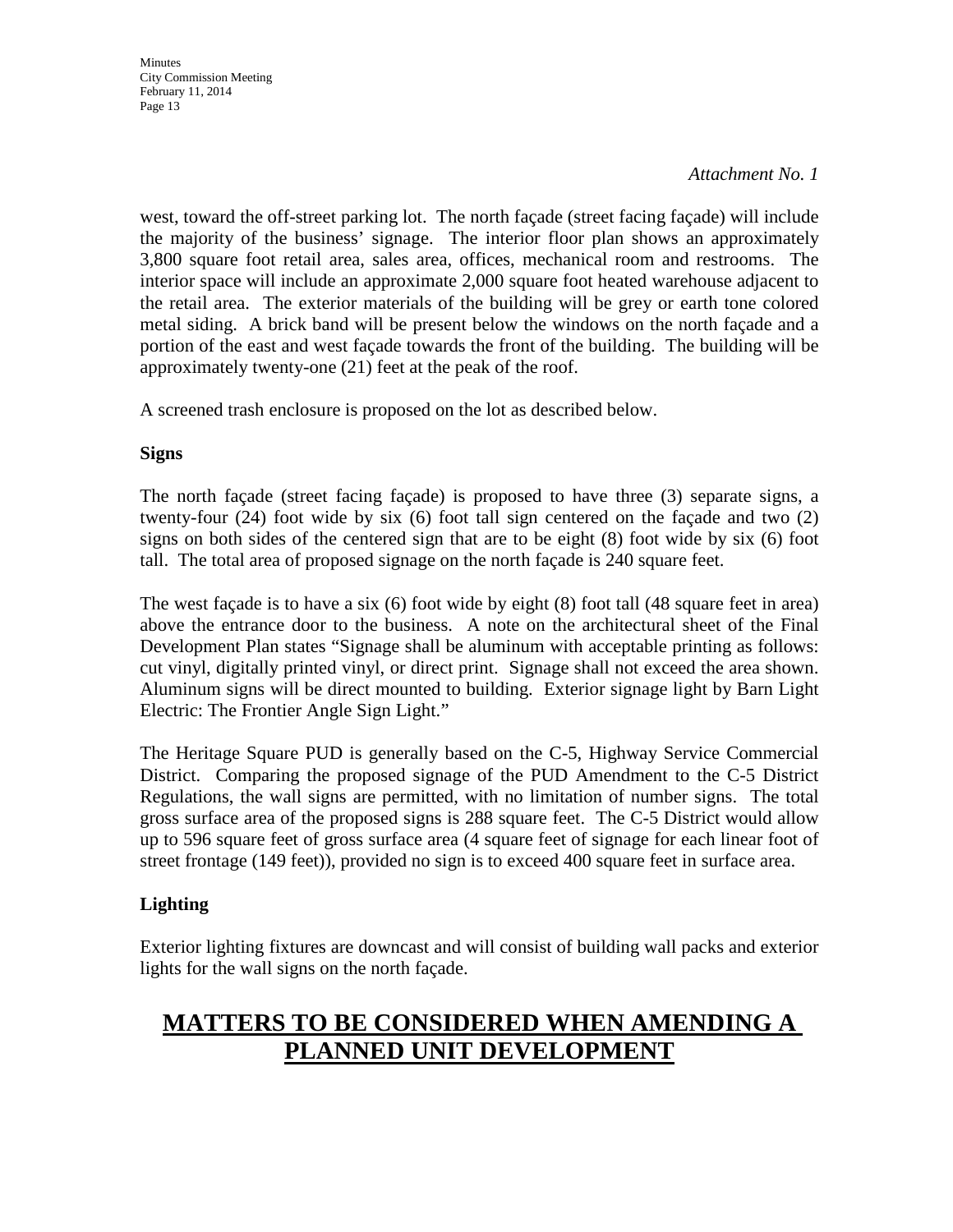*Attachment No. 1*

west, toward the off-street parking lot. The north façade (street facing façade) will include the majority of the business' signage. The interior floor plan shows an approximately 3,800 square foot retail area, sales area, offices, mechanical room and restrooms. The interior space will include an approximate 2,000 square foot heated warehouse adjacent to the retail area. The exterior materials of the building will be grey or earth tone colored metal siding. A brick band will be present below the windows on the north façade and a portion of the east and west façade towards the front of the building. The building will be approximately twenty-one (21) feet at the peak of the roof.

A screened trash enclosure is proposed on the lot as described below.

**Signs**

The north façade (street facing façade) is proposed to have three (3) separate signs, a twenty-four (24) foot wide by six (6) foot tall sign centered on the façade and two (2) signs on both sides of the centered sign that are to be eight (8) foot wide by six (6) foot tall. The total area of proposed signage on the north façade is 240 square feet.

The west façade is to have a six (6) foot wide by eight (8) foot tall (48 square feet in area) above the entrance door to the business. A note on the architectural sheet of the Final Development Plan states "Signage shall be aluminum with acceptable printing as follows: cut vinyl, digitally printed vinyl, or direct print. Signage shall not exceed the area shown. Aluminum signs will be direct mounted to building. Exterior signage light by Barn Light Electric: The Frontier Angle Sign Light."

The Heritage Square PUD is generally based on the C-5, Highway Service Commercial District. Comparing the proposed signage of the PUD Amendment to the C-5 District Regulations, the wall signs are permitted, with no limitation of number signs. The total gross surface area of the proposed signs is 288 square feet. The C-5 District would allow up to 596 square feet of gross surface area (4 square feet of signage for each linear foot of street frontage (149 feet)), provided no sign is to exceed 400 square feet in surface area.

**Lighting**

Exterior lighting fixtures are downcast and will consist of building wall packs and exterior lights for the wall signs on the north façade.

## MATTERS TO BE CONSIDERED WHEN AMENDING A PLANNED UNIT DEVELOPMENT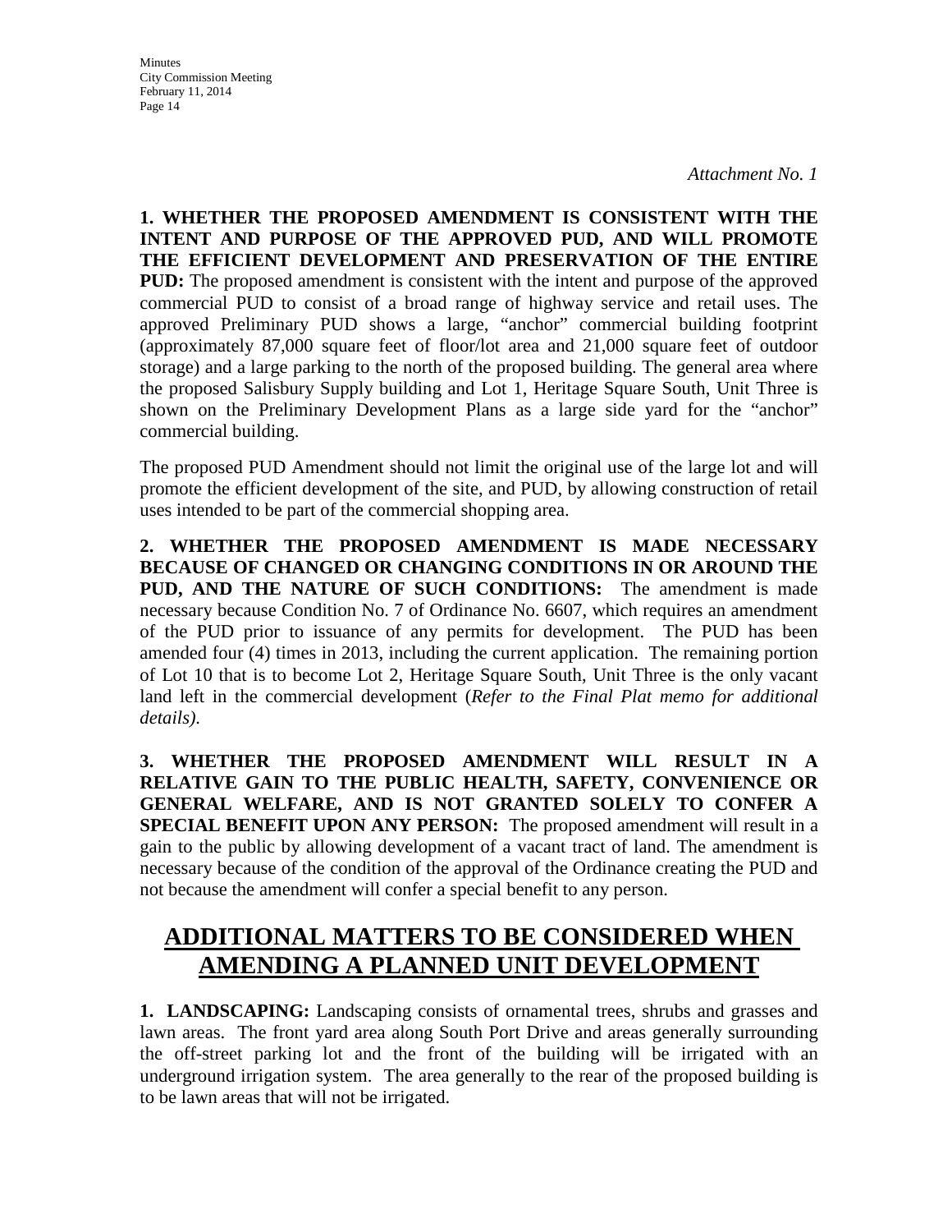*Attachment No. 1*

**1. WHETHER THE PROPOSED AMENDMENT IS CONSISTENT WITH THE INTENT AND PURPOSE OF THE APPROVED PUD, AND WILL PROMOTE THE EFFICIENT DEVELOPMENT AND PRESERVATION OF THE ENTIRE PUD:** The proposed amendment is consistent with the intent and purpose of the approved commercial PUD to consist of a broad range of highway service and retail uses. The approved Preliminary PUD shows a large, "anchor" commercial building footprint (approximately 87,000 square feet of floor/lot area and 21,000 square feet of outdoor storage) and a large parking to the north of the proposed building. The general area where the proposed Salisbury Supply building and Lot 1, Heritage Square South, Unit Three is shown on the Preliminary Development Plans as a large side yard for the "anchor" commercial building.

The proposed PUD Amendment should not limit the original use of the large lot and will promote the efficient development of the site, and PUD, by allowing construction of retail uses intended to be part of the commercial shopping area.

**2. WHETHER THE PROPOSED AMENDMENT IS MADE NECESSARY BECAUSE OF CHANGED OR CHANGING CONDITIONS IN OR AROUND THE PUD, AND THE NATURE OF SUCH CONDITIONS:** The amendment is made necessary because Condition No. 7 of Ordinance No. 6607, which requires an amendment of the PUD prior to issuance of any permits for development. The PUD has been amended four (4) times in 2013, including the current application. The remaining portion of Lot 10 that is to become Lot 2, Heritage Square South, Unit Three is the only vacant land left in the commercial development (*Refer to the Final Plat memo for additional details)*.

**3. WHETHER THE PROPOSED AMENDMENT WILL RESULT IN A RELATIVE GAIN TO THE PUBLIC HEALTH, SAFETY, CONVENIENCE OR GENERAL WELFARE, AND IS NOT GRANTED SOLELY TO CONFER A SPECIAL BENEFIT UPON ANY PERSON:** The proposed amendment will result in a gain to the public by allowing development of a vacant tract of land. The amendment is necessary because of the condition of the approval of the Ordinance creating the PUD and not because the amendment will confer a special benefit to any person.

## ADDITIONAL MATTERS TO BE CONSIDERED WHEN AMENDING A PLANNED UNIT DEVELOPMENT

**1. LANDSCAPING:** Landscaping consists of ornamental trees, shrubs and grasses and lawn areas. The front yard area along South Port Drive and areas generally surrounding the off-street parking lot and the front of the building will be irrigated with an underground irrigation system. The area generally to the rear of the proposed building is to be lawn areas that will not be irrigated.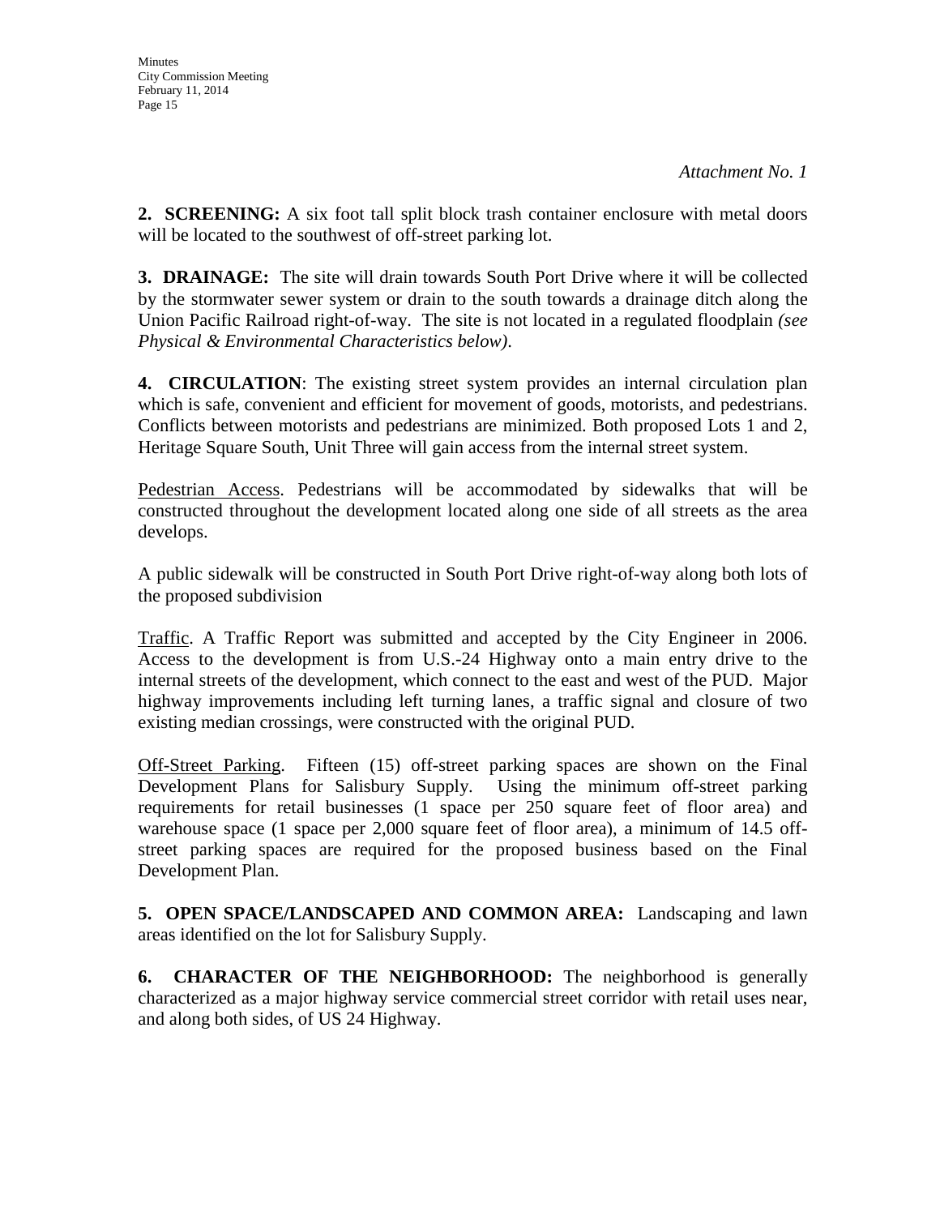*Attachment No. 1*

**2. SCREENING:** A six foot tall split block trash container enclosure with metal doors will be located to the southwest of off-street parking lot.

**3. DRAINAGE:** The site will drain towards South Port Drive where it will be collected by the stormwater sewer system or drain to the south towards a drainage ditch along the Union Pacific Railroad right-of-way. The site is not located in a regulated floodplain *(see Physical & Environmental Characteristics below)*.

**4. CIRCULATION**: The existing street system provides an internal circulation plan which is safe, convenient and efficient for movement of goods, motorists, and pedestrians. Conflicts between motorists and pedestrians are minimized. Both proposed Lots 1 and 2, Heritage Square South, Unit Three will gain access from the internal street system.

<u>Pedestrian Access</u>. Pedestrians will be accommodated by sidewalks that will be constructed throughout the development located along one side of all streets as the area develops.

A public sidewalk will be constructed in South Port Drive right-of-way along both lots of the proposed subdivision

<u>Traffic</u>. A Traffic Report was submitted and accepted by the City Engineer in 2006. Access to the development is from U.S.-24 Highway onto a main entry drive to the internal streets of the development, which connect to the east and west of the PUD. Major highway improvements including left turning lanes, a traffic signal and closure of two existing median crossings, were constructed with the original PUD.

<u>Off-Street Parking</u>. Fifteen (15) off-street parking spaces are shown on the Final Development Plans for Salisbury Supply. Using the minimum off-street parking requirements for retail businesses (1 space per 250 square feet of floor area) and warehouse space (1 space per 2,000 square feet of floor area), a minimum of 14.5 off-street parking spaces are required for the proposed business based on the Final Development Plan.

**5. OPEN SPACE/LANDSCAPED AND COMMON AREA:** Landscaping and lawn areas identified on the lot for Salisbury Supply.

**6. CHARACTER OF THE NEIGHBORHOOD:** The neighborhood is generally characterized as a major highway service commercial street corridor with retail uses near, and along both sides, of US 24 Highway.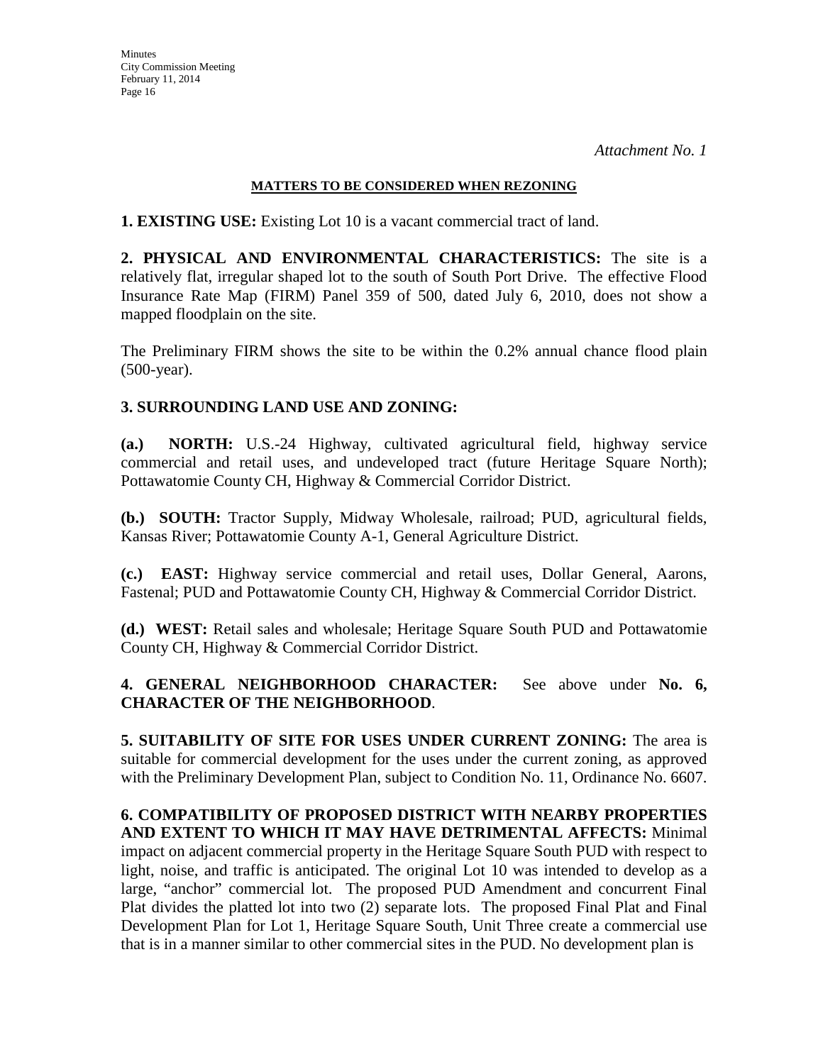*Attachment No. 1*

**MATTERS TO BE CONSIDERED WHEN REZONING**

**1. EXISTING USE:** Existing Lot 10 is a vacant commercial tract of land.

**2. PHYSICAL AND ENVIRONMENTAL CHARACTERISTICS:** The site is a relatively flat, irregular shaped lot to the south of South Port Drive. The effective Flood Insurance Rate Map (FIRM) Panel 359 of 500, dated July 6, 2010, does not show a mapped floodplain on the site.

The Preliminary FIRM shows the site to be within the 0.2% annual chance flood plain (500-year).

**3. SURROUNDING LAND USE AND ZONING:**

**(a.) NORTH:** U.S.-24 Highway, cultivated agricultural field, highway service commercial and retail uses, and undeveloped tract (future Heritage Square North); Pottawatomie County CH, Highway & Commercial Corridor District.

**(b.) SOUTH:** Tractor Supply, Midway Wholesale, railroad; PUD, agricultural fields, Kansas River; Pottawatomie County A-1, General Agriculture District.

**(c.) EAST:** Highway service commercial and retail uses, Dollar General, Aarons, Fastenal; PUD and Pottawatomie County CH, Highway & Commercial Corridor District.

**(d.) WEST:** Retail sales and wholesale; Heritage Square South PUD and Pottawatomie County CH, Highway & Commercial Corridor District.

**4. GENERAL NEIGHBORHOOD CHARACTER:** See above under **No. 6, CHARACTER OF THE NEIGHBORHOOD**.

**5. SUITABILITY OF SITE FOR USES UNDER CURRENT ZONING:** The area is suitable for commercial development for the uses under the current zoning, as approved with the Preliminary Development Plan, subject to Condition No. 11, Ordinance No. 6607.

**6. COMPATIBILITY OF PROPOSED DISTRICT WITH NEARBY PROPERTIES AND EXTENT TO WHICH IT MAY HAVE DETRIMENTAL AFFECTS:** Minimal impact on adjacent commercial property in the Heritage Square South PUD with respect to light, noise, and traffic is anticipated. The original Lot 10 was intended to develop as a large, "anchor" commercial lot. The proposed PUD Amendment and concurrent Final Plat divides the platted lot into two (2) separate lots. The proposed Final Plat and Final Development Plan for Lot 1, Heritage Square South, Unit Three create a commercial use that is in a manner similar to other commercial sites in the PUD. No development plan is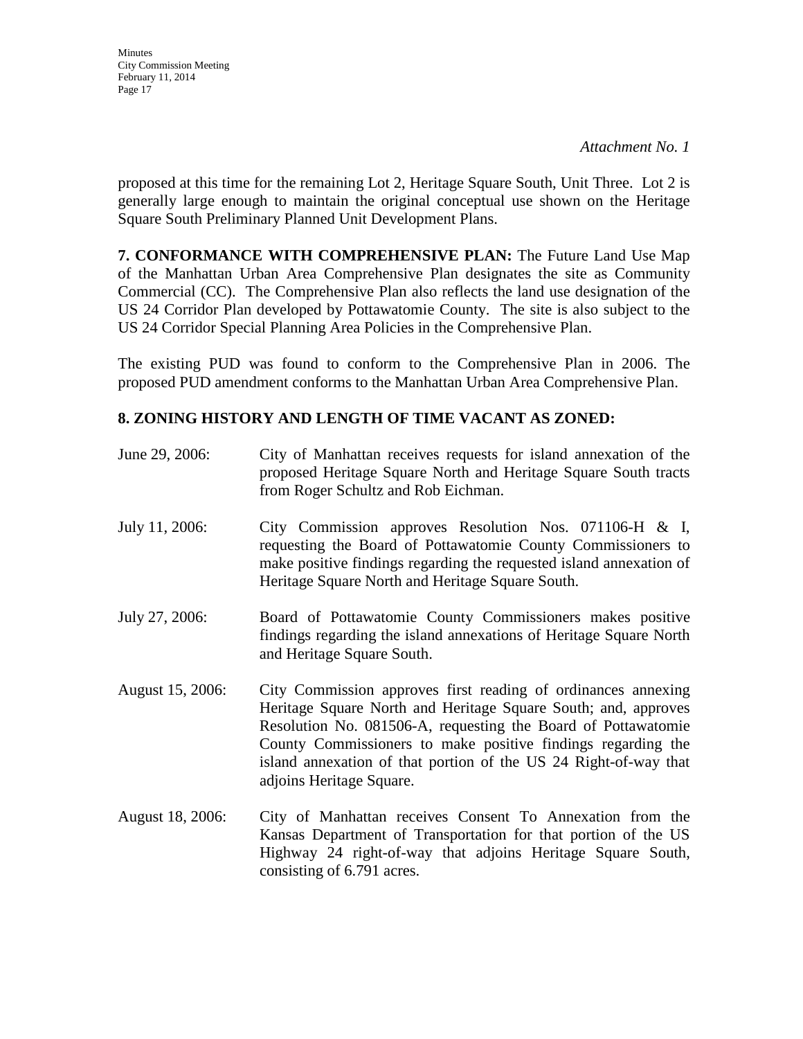*Attachment No. 1*

proposed at this time for the remaining Lot 2, Heritage Square South, Unit Three. Lot 2 is generally large enough to maintain the original conceptual use shown on the Heritage Square South Preliminary Planned Unit Development Plans.

**7. CONFORMANCE WITH COMPREHENSIVE PLAN:** The Future Land Use Map of the Manhattan Urban Area Comprehensive Plan designates the site as Community Commercial (CC). The Comprehensive Plan also reflects the land use designation of the US 24 Corridor Plan developed by Pottawatomie County. The site is also subject to the US 24 Corridor Special Planning Area Policies in the Comprehensive Plan.

The existing PUD was found to conform to the Comprehensive Plan in 2006. The proposed PUD amendment conforms to the Manhattan Urban Area Comprehensive Plan.

**8. ZONING HISTORY AND LENGTH OF TIME VACANT AS ZONED:**

June 29, 2006: City of Manhattan receives requests for island annexation of the proposed Heritage Square North and Heritage Square South tracts from Roger Schultz and Rob Eichman.

July 11, 2006: City Commission approves Resolution Nos. 071106-H & I, requesting the Board of Pottawatomie County Commissioners to make positive findings regarding the requested island annexation of Heritage Square North and Heritage Square South.

July 27, 2006: Board of Pottawatomie County Commissioners makes positive findings regarding the island annexations of Heritage Square North and Heritage Square South.

August 15, 2006: City Commission approves first reading of ordinances annexing Heritage Square North and Heritage Square South; and, approves Resolution No. 081506-A, requesting the Board of Pottawatomie County Commissioners to make positive findings regarding the island annexation of that portion of the US 24 Right-of-way that adjoins Heritage Square.

August 18, 2006: City of Manhattan receives Consent To Annexation from the Kansas Department of Transportation for that portion of the US Highway 24 right-of-way that adjoins Heritage Square South, consisting of 6.791 acres.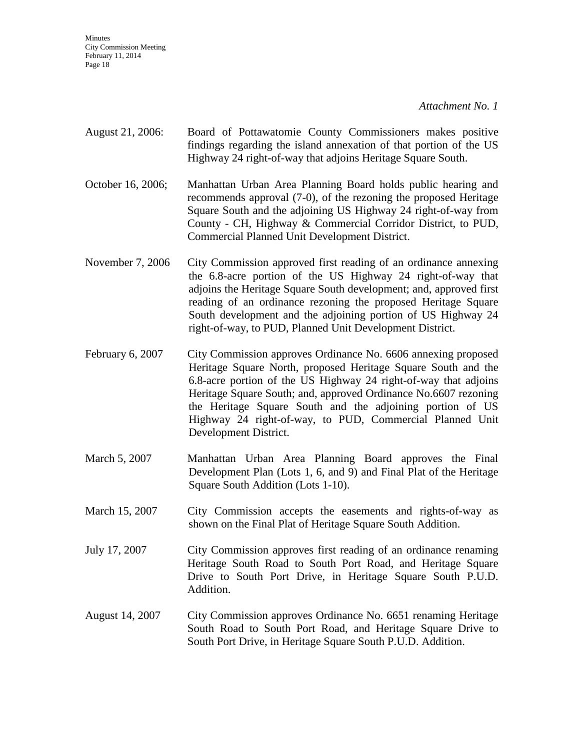*Attachment No. 1*

August 21, 2006: Board of Pottawatomie County Commissioners makes positive findings regarding the island annexation of that portion of the US Highway 24 right-of-way that adjoins Heritage Square South.

October 16, 2006; Manhattan Urban Area Planning Board holds public hearing and recommends approval (7-0), of the rezoning the proposed Heritage Square South and the adjoining US Highway 24 right-of-way from County - CH, Highway & Commercial Corridor District, to PUD, Commercial Planned Unit Development District.

November 7, 2006 City Commission approved first reading of an ordinance annexing the 6.8-acre portion of the US Highway 24 right-of-way that adjoins the Heritage Square South development; and, approved first reading of an ordinance rezoning the proposed Heritage Square South development and the adjoining portion of US Highway 24 right-of-way, to PUD, Planned Unit Development District.

February 6, 2007 City Commission approves Ordinance No. 6606 annexing proposed Heritage Square North, proposed Heritage Square South and the 6.8-acre portion of the US Highway 24 right-of-way that adjoins Heritage Square South; and, approved Ordinance No.6607 rezoning the Heritage Square South and the adjoining portion of US Highway 24 right-of-way, to PUD, Commercial Planned Unit Development District.

March 5, 2007 Manhattan Urban Area Planning Board approves the Final Development Plan (Lots 1, 6, and 9) and Final Plat of the Heritage Square South Addition (Lots 1-10).

March 15, 2007 City Commission accepts the easements and rights-of-way as shown on the Final Plat of Heritage Square South Addition.

July 17, 2007 City Commission approves first reading of an ordinance renaming Heritage South Road to South Port Road, and Heritage Square Drive to South Port Drive, in Heritage Square South P.U.D. Addition.

August 14, 2007 City Commission approves Ordinance No. 6651 renaming Heritage South Road to South Port Road, and Heritage Square Drive to South Port Drive, in Heritage Square South P.U.D. Addition.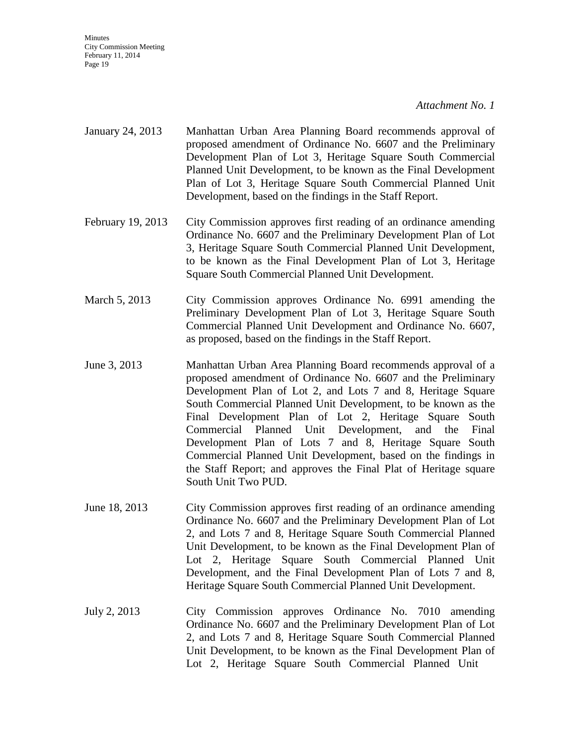*Attachment No. 1*

| | |
|---|---|
| January 24, 2013 | Manhattan Urban Area Planning Board recommends approval of proposed amendment of Ordinance No. 6607 and the Preliminary Development Plan of Lot 3, Heritage Square South Commercial Planned Unit Development, to be known as the Final Development Plan of Lot 3, Heritage Square South Commercial Planned Unit Development, based on the findings in the Staff Report. |
| February 19, 2013 | City Commission approves first reading of an ordinance amending Ordinance No. 6607 and the Preliminary Development Plan of Lot 3, Heritage Square South Commercial Planned Unit Development, to be known as the Final Development Plan of Lot 3, Heritage Square South Commercial Planned Unit Development. |
| March 5, 2013 | City Commission approves Ordinance No. 6991 amending the Preliminary Development Plan of Lot 3, Heritage Square South Commercial Planned Unit Development and Ordinance No. 6607, as proposed, based on the findings in the Staff Report. |
| June 3, 2013 | Manhattan Urban Area Planning Board recommends approval of a proposed amendment of Ordinance No. 6607 and the Preliminary Development Plan of Lot 2, and Lots 7 and 8, Heritage Square South Commercial Planned Unit Development, to be known as the Final Development Plan of Lot 2, Heritage Square South Commercial Planned Unit Development, and the Final Development Plan of Lots 7 and 8, Heritage Square South Commercial Planned Unit Development, based on the findings in the Staff Report; and approves the Final Plat of Heritage square South Unit Two PUD. |
| June 18, 2013 | City Commission approves first reading of an ordinance amending Ordinance No. 6607 and the Preliminary Development Plan of Lot 2, and Lots 7 and 8, Heritage Square South Commercial Planned Unit Development, to be known as the Final Development Plan of Lot 2, Heritage Square South Commercial Planned Unit Development, and the Final Development Plan of Lots 7 and 8, Heritage Square South Commercial Planned Unit Development. |
| July 2, 2013 | City Commission approves Ordinance No. 7010 amending Ordinance No. 6607 and the Preliminary Development Plan of Lot 2, and Lots 7 and 8, Heritage Square South Commercial Planned Unit Development, to be known as the Final Development Plan of Lot 2, Heritage Square South Commercial Planned Unit |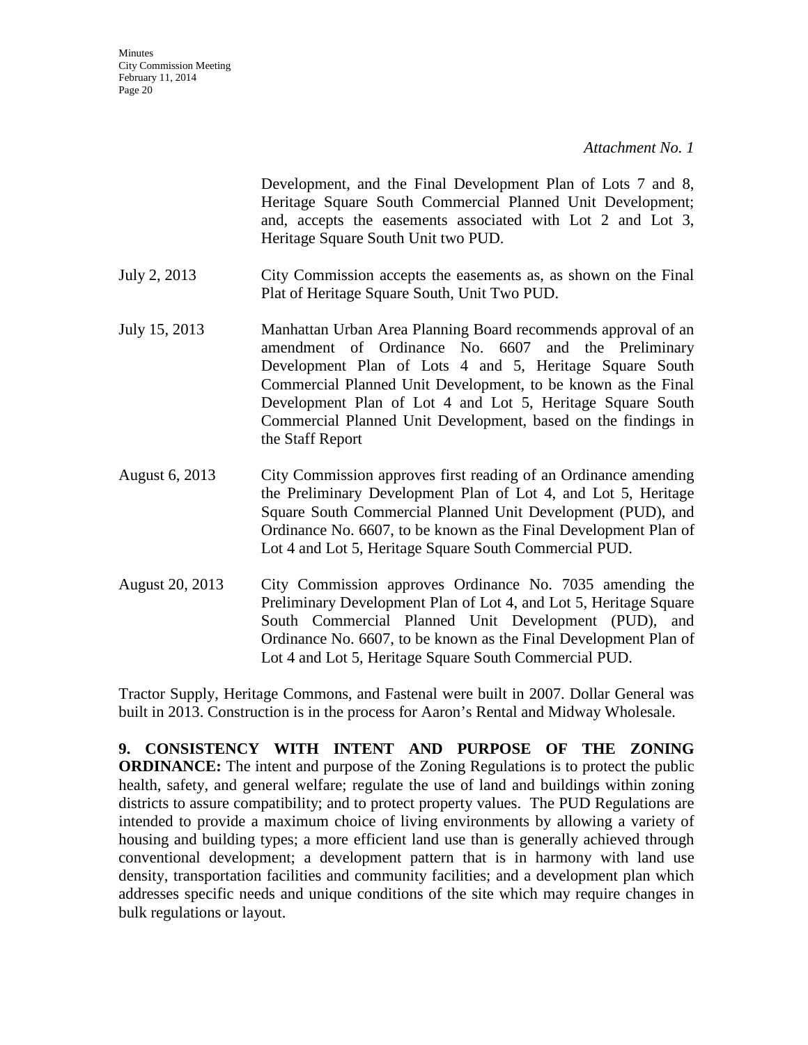*Attachment No. 1*

Development, and the Final Development Plan of Lots 7 and 8, Heritage Square South Commercial Planned Unit Development; and, accepts the easements associated with Lot 2 and Lot 3, Heritage Square South Unit two PUD.

July 2, 2013 City Commission accepts the easements as, as shown on the Final Plat of Heritage Square South, Unit Two PUD.

July 15, 2013 Manhattan Urban Area Planning Board recommends approval of an amendment of Ordinance No. 6607 and the Preliminary Development Plan of Lots 4 and 5, Heritage Square South Commercial Planned Unit Development, to be known as the Final Development Plan of Lot 4 and Lot 5, Heritage Square South Commercial Planned Unit Development, based on the findings in the Staff Report

August 6, 2013 City Commission approves first reading of an Ordinance amending the Preliminary Development Plan of Lot 4, and Lot 5, Heritage Square South Commercial Planned Unit Development (PUD), and Ordinance No. 6607, to be known as the Final Development Plan of Lot 4 and Lot 5, Heritage Square South Commercial PUD.

August 20, 2013 City Commission approves Ordinance No. 7035 amending the Preliminary Development Plan of Lot 4, and Lot 5, Heritage Square South Commercial Planned Unit Development (PUD), and Ordinance No. 6607, to be known as the Final Development Plan of Lot 4 and Lot 5, Heritage Square South Commercial PUD.

Tractor Supply, Heritage Commons, and Fastenal were built in 2007. Dollar General was built in 2013. Construction is in the process for Aaron's Rental and Midway Wholesale.

**9. CONSISTENCY WITH INTENT AND PURPOSE OF THE ZONING ORDINANCE:** The intent and purpose of the Zoning Regulations is to protect the public health, safety, and general welfare; regulate the use of land and buildings within zoning districts to assure compatibility; and to protect property values. The PUD Regulations are intended to provide a maximum choice of living environments by allowing a variety of housing and building types; a more efficient land use than is generally achieved through conventional development; a development pattern that is in harmony with land use density, transportation facilities and community facilities; and a development plan which addresses specific needs and unique conditions of the site which may require changes in bulk regulations or layout.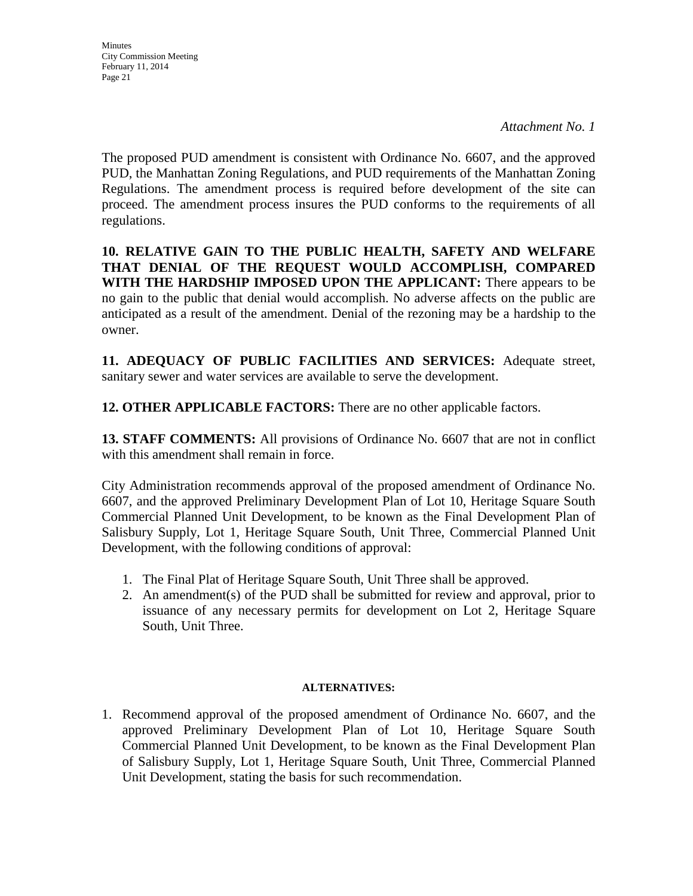*Attachment No. 1*

The proposed PUD amendment is consistent with Ordinance No. 6607, and the approved PUD, the Manhattan Zoning Regulations, and PUD requirements of the Manhattan Zoning Regulations. The amendment process is required before development of the site can proceed. The amendment process insures the PUD conforms to the requirements of all regulations.

**10. RELATIVE GAIN TO THE PUBLIC HEALTH, SAFETY AND WELFARE THAT DENIAL OF THE REQUEST WOULD ACCOMPLISH, COMPARED WITH THE HARDSHIP IMPOSED UPON THE APPLICANT:** There appears to be no gain to the public that denial would accomplish. No adverse affects on the public are anticipated as a result of the amendment. Denial of the rezoning may be a hardship to the owner.

**11. ADEQUACY OF PUBLIC FACILITIES AND SERVICES:** Adequate street, sanitary sewer and water services are available to serve the development.

**12. OTHER APPLICABLE FACTORS:** There are no other applicable factors.

**13. STAFF COMMENTS:** All provisions of Ordinance No. 6607 that are not in conflict with this amendment shall remain in force.

City Administration recommends approval of the proposed amendment of Ordinance No. 6607, and the approved Preliminary Development Plan of Lot 10, Heritage Square South Commercial Planned Unit Development, to be known as the Final Development Plan of Salisbury Supply, Lot 1, Heritage Square South, Unit Three, Commercial Planned Unit Development, with the following conditions of approval:

1. The Final Plat of Heritage Square South, Unit Three shall be approved.
2. An amendment(s) of the PUD shall be submitted for review and approval, prior to issuance of any necessary permits for development on Lot 2, Heritage Square South, Unit Three.

**ALTERNATIVES:**

1. Recommend approval of the proposed amendment of Ordinance No. 6607, and the approved Preliminary Development Plan of Lot 10, Heritage Square South Commercial Planned Unit Development, to be known as the Final Development Plan of Salisbury Supply, Lot 1, Heritage Square South, Unit Three, Commercial Planned Unit Development, stating the basis for such recommendation.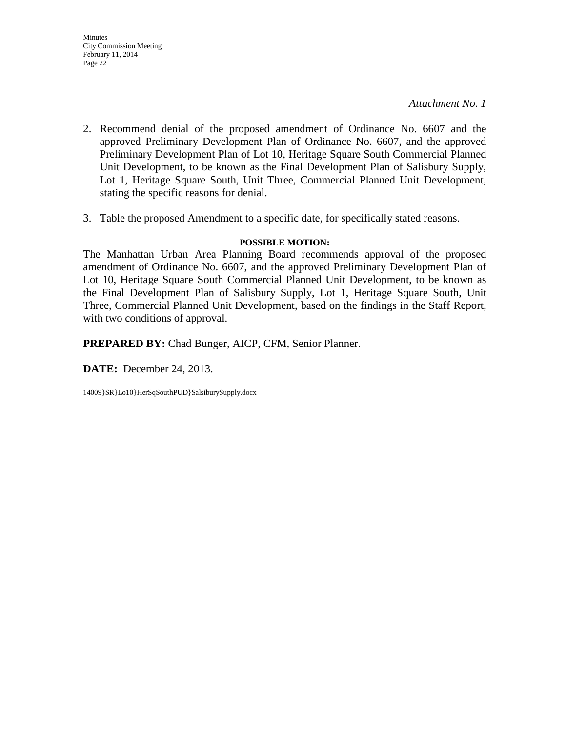*Attachment No. 1*

2. Recommend denial of the proposed amendment of Ordinance No. 6607 and the approved Preliminary Development Plan of Ordinance No. 6607, and the approved Preliminary Development Plan of Lot 10, Heritage Square South Commercial Planned Unit Development, to be known as the Final Development Plan of Salisbury Supply, Lot 1, Heritage Square South, Unit Three, Commercial Planned Unit Development, stating the specific reasons for denial.

3. Table the proposed Amendment to a specific date, for specifically stated reasons.

**POSSIBLE MOTION:**

The Manhattan Urban Area Planning Board recommends approval of the proposed amendment of Ordinance No. 6607, and the approved Preliminary Development Plan of Lot 10, Heritage Square South Commercial Planned Unit Development, to be known as the Final Development Plan of Salisbury Supply, Lot 1, Heritage Square South, Unit Three, Commercial Planned Unit Development, based on the findings in the Staff Report, with two conditions of approval.

**PREPARED BY:** Chad Bunger, AICP, CFM, Senior Planner.

**DATE:** December 24, 2013.

14009}SR}Lo10}HerSqSouthPUD}SalsiburySupply.docx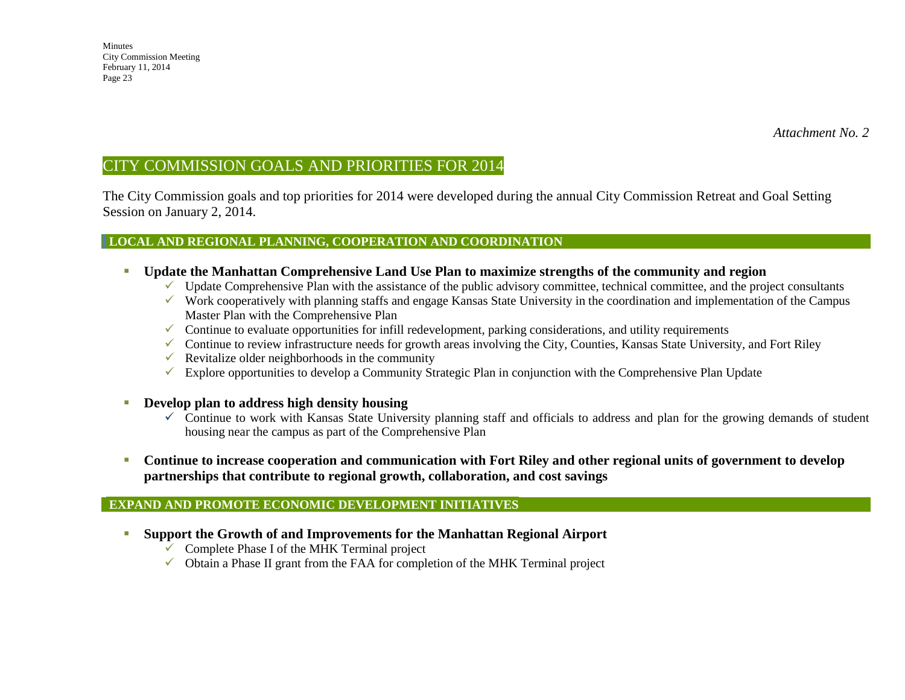*Attachment No. 2*

## CITY COMMISSION GOALS AND PRIORITIES FOR 2014

The City Commission goals and top priorities for 2014 were developed during the annual City Commission Retreat and Goal Setting Session on January 2, 2014.

### LOCAL AND REGIONAL PLANNING, COOPERATION AND COORDINATION

- **Update the Manhattan Comprehensive Land Use Plan to maximize strengths of the community and region**
  - ✓ Update Comprehensive Plan with the assistance of the public advisory committee, technical committee, and the project consultants
  - ✓ Work cooperatively with planning staffs and engage Kansas State University in the coordination and implementation of the Campus Master Plan with the Comprehensive Plan
  - ✓ Continue to evaluate opportunities for infill redevelopment, parking considerations, and utility requirements
  - ✓ Continue to review infrastructure needs for growth areas involving the City, Counties, Kansas State University, and Fort Riley
  - ✓ Revitalize older neighborhoods in the community
  - ✓ Explore opportunities to develop a Community Strategic Plan in conjunction with the Comprehensive Plan Update
- **Develop plan to address high density housing**
  - ✓ Continue to work with Kansas State University planning staff and officials to address and plan for the growing demands of student housing near the campus as part of the Comprehensive Plan
- **Continue to increase cooperation and communication with Fort Riley and other regional units of government to develop partnerships that contribute to regional growth, collaboration, and cost savings**

### EXPAND AND PROMOTE ECONOMIC DEVELOPMENT INITIATIVES

- **Support the Growth of and Improvements for the Manhattan Regional Airport**
  - ✓ Complete Phase I of the MHK Terminal project
  - ✓ Obtain a Phase II grant from the FAA for completion of the MHK Terminal project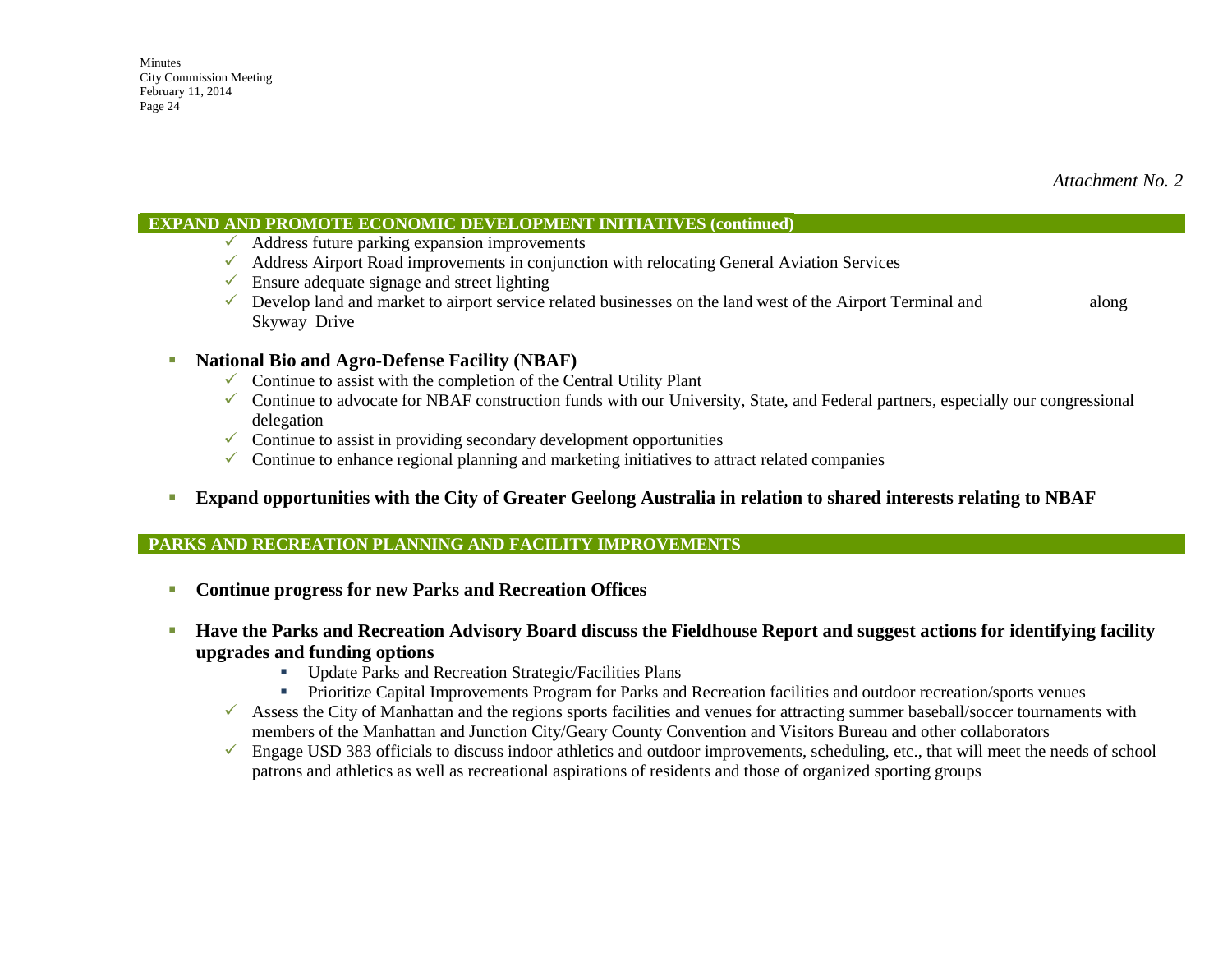*Attachment No. 2*

## EXPAND AND PROMOTE ECONOMIC DEVELOPMENT INITIATIVES (continued)

- ✓ Address future parking expansion improvements
- ✓ Address Airport Road improvements in conjunction with relocating General Aviation Services
- ✓ Ensure adequate signage and street lighting
- ✓ Develop land and market to airport service related businesses on the land west of the Airport Terminal and along Skyway Drive

- **National Bio and Agro-Defense Facility (NBAF)**
  - ✓ Continue to assist with the completion of the Central Utility Plant
  - ✓ Continue to advocate for NBAF construction funds with our University, State, and Federal partners, especially our congressional delegation
  - ✓ Continue to assist in providing secondary development opportunities
  - ✓ Continue to enhance regional planning and marketing initiatives to attract related companies

- **Expand opportunities with the City of Greater Geelong Australia in relation to shared interests relating to NBAF**

## PARKS AND RECREATION PLANNING AND FACILITY IMPROVEMENTS

- **Continue progress for new Parks and Recreation Offices**

- **Have the Parks and Recreation Advisory Board discuss the Fieldhouse Report and suggest actions for identifying facility upgrades and funding options**
  - Update Parks and Recreation Strategic/Facilities Plans
  - Prioritize Capital Improvements Program for Parks and Recreation facilities and outdoor recreation/sports venues
  - ✓ Assess the City of Manhattan and the regions sports facilities and venues for attracting summer baseball/soccer tournaments with members of the Manhattan and Junction City/Geary County Convention and Visitors Bureau and other collaborators
  - ✓ Engage USD 383 officials to discuss indoor athletics and outdoor improvements, scheduling, etc., that will meet the needs of school patrons and athletics as well as recreational aspirations of residents and those of organized sporting groups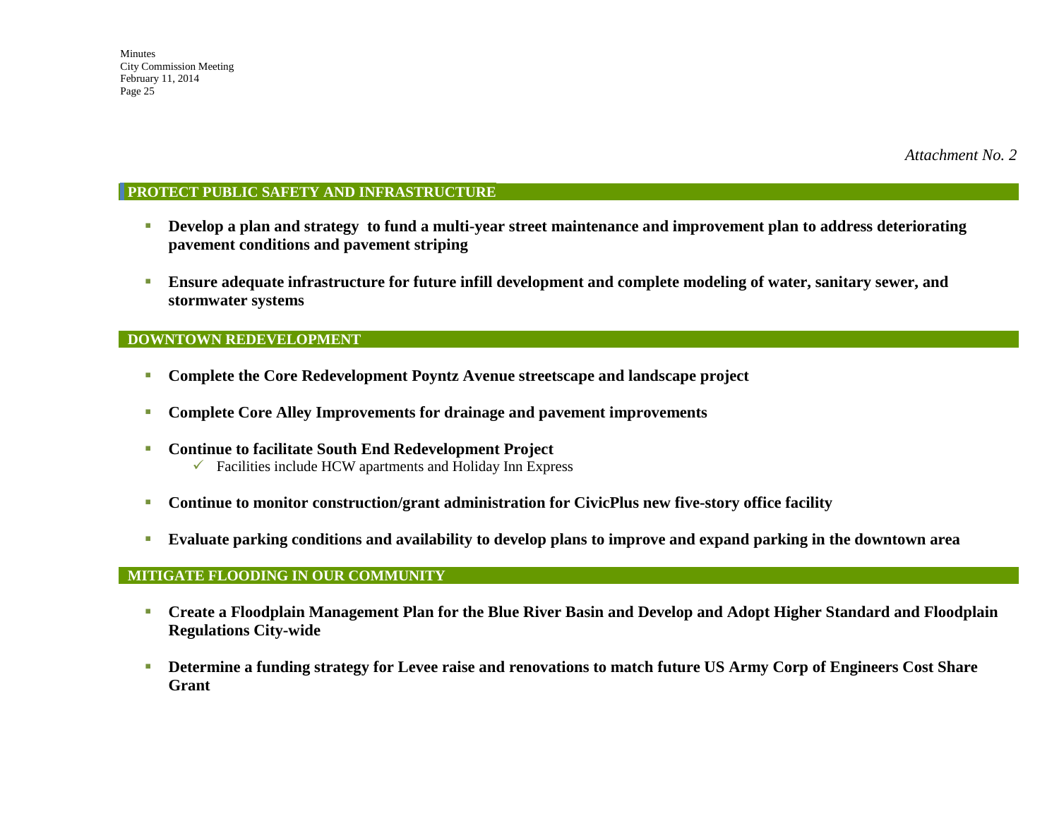*Attachment No. 2*

## PROTECT PUBLIC SAFETY AND INFRASTRUCTURE

- **Develop a plan and strategy to fund a multi-year street maintenance and improvement plan to address deteriorating pavement conditions and pavement striping**
- **Ensure adequate infrastructure for future infill development and complete modeling of water, sanitary sewer, and stormwater systems**

## DOWNTOWN REDEVELOPMENT

- **Complete the Core Redevelopment Poyntz Avenue streetscape and landscape project**
- **Complete Core Alley Improvements for drainage and pavement improvements**
- **Continue to facilitate South End Redevelopment Project**
  - ✓ Facilities include HCW apartments and Holiday Inn Express
- **Continue to monitor construction/grant administration for CivicPlus new five-story office facility**
- **Evaluate parking conditions and availability to develop plans to improve and expand parking in the downtown area**

## MITIGATE FLOODING IN OUR COMMUNITY

- **Create a Floodplain Management Plan for the Blue River Basin and Develop and Adopt Higher Standard and Floodplain Regulations City-wide**
- **Determine a funding strategy for Levee raise and renovations to match future US Army Corp of Engineers Cost Share Grant**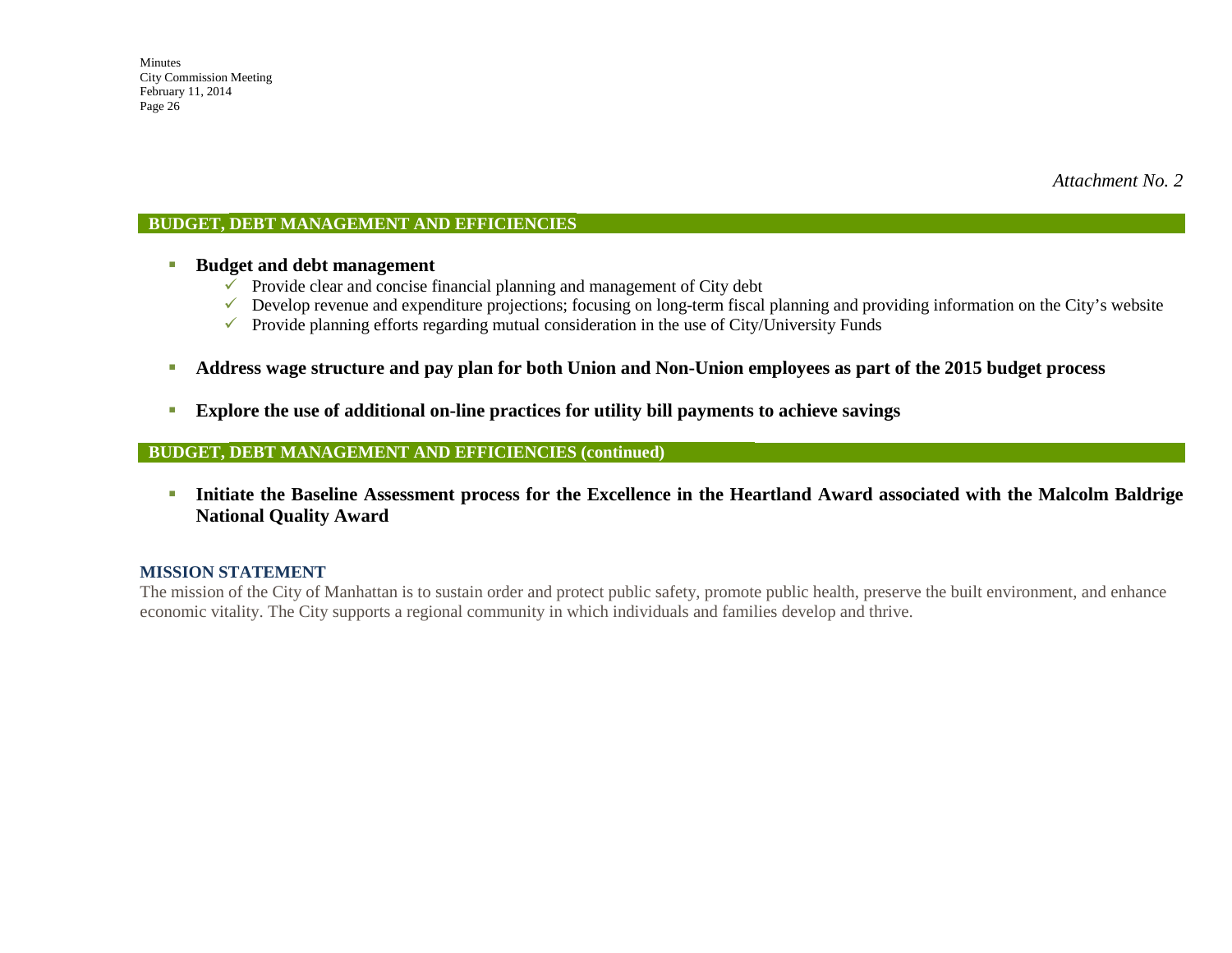*Attachment No. 2*

## BUDGET, DEBT MANAGEMENT AND EFFICIENCIES

- **Budget and debt management**
  - ✓ Provide clear and concise financial planning and management of City debt
  - ✓ Develop revenue and expenditure projections; focusing on long-term fiscal planning and providing information on the City's website
  - ✓ Provide planning efforts regarding mutual consideration in the use of City/University Funds

- **Address wage structure and pay plan for both Union and Non-Union employees as part of the 2015 budget process**

- **Explore the use of additional on-line practices for utility bill payments to achieve savings**

## BUDGET, DEBT MANAGEMENT AND EFFICIENCIES (continued)

- **Initiate the Baseline Assessment process for the Excellence in the Heartland Award associated with the Malcolm Baldrige National Quality Award**

### MISSION STATEMENT

The mission of the City of Manhattan is to sustain order and protect public safety, promote public health, preserve the built environment, and enhance economic vitality. The City supports a regional community in which individuals and families develop and thrive.